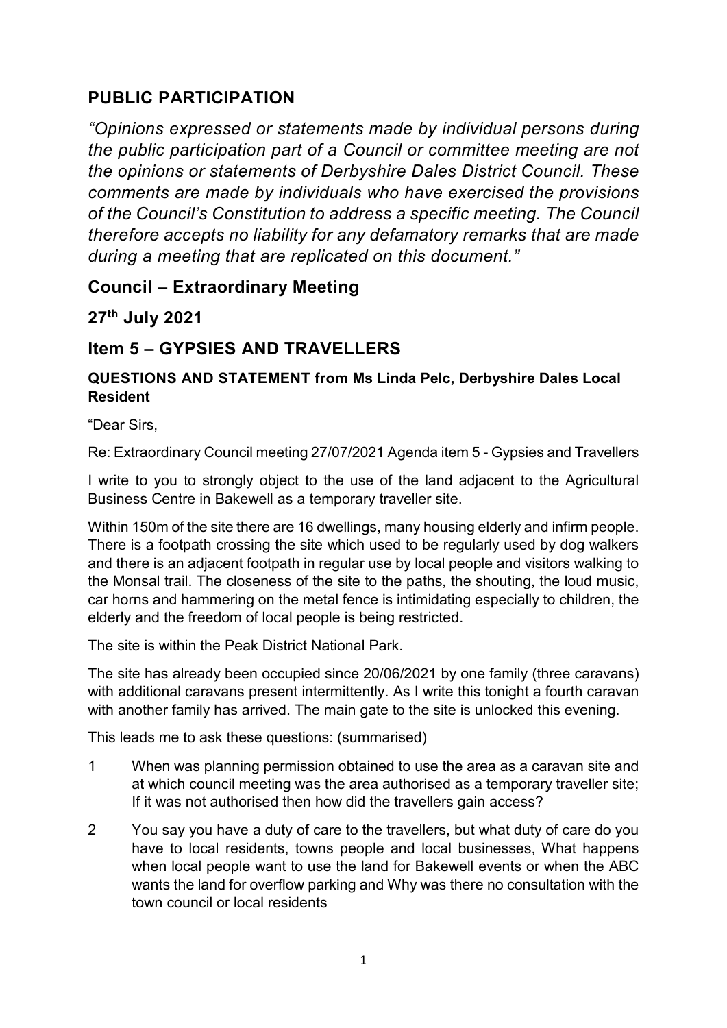## PUBLIC PARTICIPATION

*"Opinions expressed or statements made by individual persons during the public participation part of a Council or committee meeting are not the opinions or statements of Derbyshire Dales District Council. These comments are made by individuals who have exercised the provisions of the Council's Constitution to address a specific meeting. The Council therefore accepts no liability for any defamatory remarks that are made during a meeting that are replicated on this document."*

## Council – Extraordinary Meeting

## 27th July 2021

## Item 5 – GYPSIES AND TRAVELLERS

**QUESTIONS AND STATEMENT from Ms Linda Pelc, Derbyshire Dales Local Resident**

"Dear Sirs,

Re: Extraordinary Council meeting 27/07/2021 Agenda item 5 - Gypsies and Travellers

I write to you to strongly object to the use of the land adjacent to the Agricultural Business Centre in Bakewell as a temporary traveller site.

Within 150m of the site there are 16 dwellings, many housing elderly and infirm people. There is a footpath crossing the site which used to be regularly used by dog walkers and there is an adjacent footpath in regular use by local people and visitors walking to the Monsal trail. The closeness of the site to the paths, the shouting, the loud music, car horns and hammering on the metal fence is intimidating especially to children, the elderly and the freedom of local people is being restricted.

The site is within the Peak District National Park.

The site has already been occupied since 20/06/2021 by one family (three caravans) with additional caravans present intermittently. As I write this tonight a fourth caravan with another family has arrived. The main gate to the site is unlocked this evening.

This leads me to ask these questions: (summarised)

1. When was planning permission obtained to use the area as a caravan site and at which council meeting was the area authorised as a temporary traveller site; If it was not authorised then how did the travellers gain access?
2. You say you have a duty of care to the travellers, but what duty of care do you have to local residents, towns people and local businesses, What happens when local people want to use the land for Bakewell events or when the ABC wants the land for overflow parking and Why was there no consultation with the town council or local residents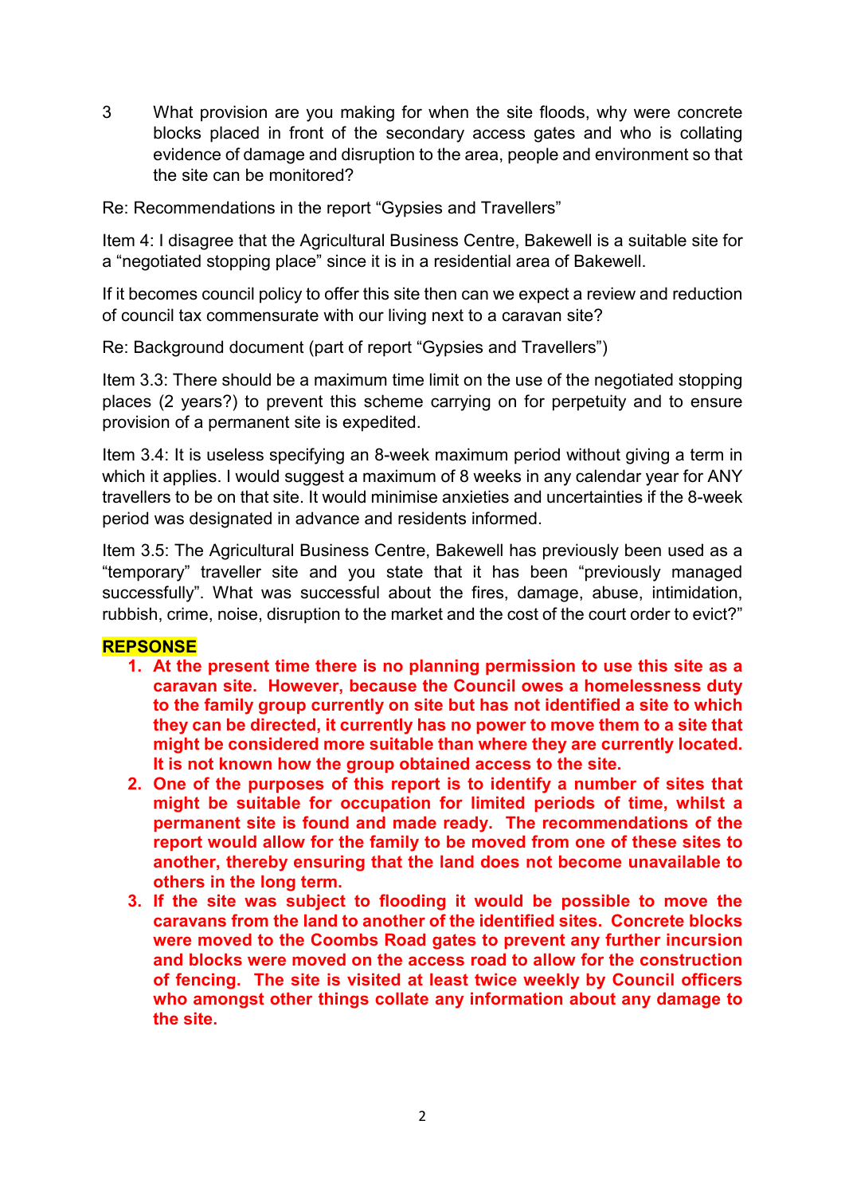3 What provision are you making for when the site floods, why were concrete blocks placed in front of the secondary access gates and who is collating evidence of damage and disruption to the area, people and environment so that the site can be monitored?

Re: Recommendations in the report "Gypsies and Travellers"

Item 4: I disagree that the Agricultural Business Centre, Bakewell is a suitable site for a "negotiated stopping place" since it is in a residential area of Bakewell.

If it becomes council policy to offer this site then can we expect a review and reduction of council tax commensurate with our living next to a caravan site?

Re: Background document (part of report "Gypsies and Travellers")

Item 3.3: There should be a maximum time limit on the use of the negotiated stopping places (2 years?) to prevent this scheme carrying on for perpetuity and to ensure provision of a permanent site is expedited.

Item 3.4: It is useless specifying an 8-week maximum period without giving a term in which it applies. I would suggest a maximum of 8 weeks in any calendar year for ANY travellers to be on that site. It would minimise anxieties and uncertainties if the 8-week period was designated in advance and residents informed.

Item 3.5: The Agricultural Business Centre, Bakewell has previously been used as a "temporary" traveller site and you state that it has been "previously managed successfully". What was successful about the fires, damage, abuse, intimidation, rubbish, crime, noise, disruption to the market and the cost of the court order to evict?"

**REPSONSE**

1. **At the present time there is no planning permission to use this site as a caravan site. However, because the Council owes a homelessness duty to the family group currently on site but has not identified a site to which they can be directed, it currently has no power to move them to a site that might be considered more suitable than where they are currently located. It is not known how the group obtained access to the site.**
2. **One of the purposes of this report is to identify a number of sites that might be suitable for occupation for limited periods of time, whilst a permanent site is found and made ready. The recommendations of the report would allow for the family to be moved from one of these sites to another, thereby ensuring that the land does not become unavailable to others in the long term.**
3. **If the site was subject to flooding it would be possible to move the caravans from the land to another of the identified sites. Concrete blocks were moved to the Coombs Road gates to prevent any further incursion and blocks were moved on the access road to allow for the construction of fencing. The site is visited at least twice weekly by Council officers who amongst other things collate any information about any damage to the site.**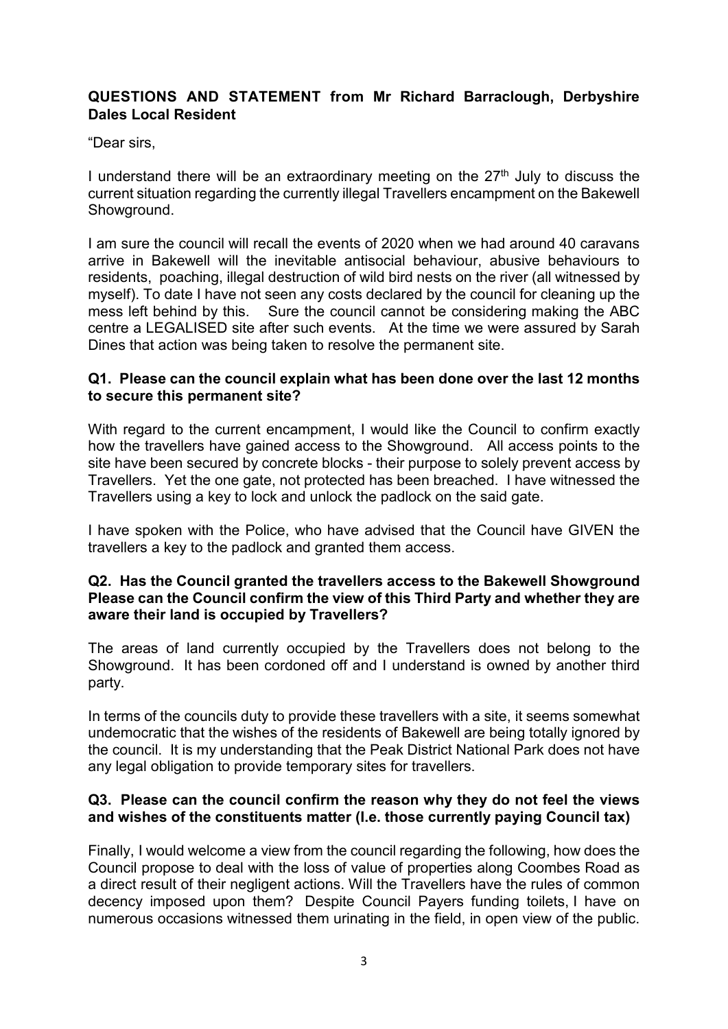**QUESTIONS AND STATEMENT from Mr Richard Barraclough, Derbyshire Dales Local Resident**

"Dear sirs,

I understand there will be an extraordinary meeting on the 27th July to discuss the current situation regarding the currently illegal Travellers encampment on the Bakewell Showground.

I am sure the council will recall the events of 2020 when we had around 40 caravans arrive in Bakewell will the inevitable antisocial behaviour, abusive behaviours to residents, poaching, illegal destruction of wild bird nests on the river (all witnessed by myself). To date I have not seen any costs declared by the council for cleaning up the mess left behind by this. Sure the council cannot be considering making the ABC centre a LEGALISED site after such events. At the time we were assured by Sarah Dines that action was being taken to resolve the permanent site.

**Q1. Please can the council explain what has been done over the last 12 months to secure this permanent site?**

With regard to the current encampment, I would like the Council to confirm exactly how the travellers have gained access to the Showground. All access points to the site have been secured by concrete blocks - their purpose to solely prevent access by Travellers. Yet the one gate, not protected has been breached. I have witnessed the Travellers using a key to lock and unlock the padlock on the said gate.

I have spoken with the Police, who have advised that the Council have GIVEN the travellers a key to the padlock and granted them access.

**Q2. Has the Council granted the travellers access to the Bakewell Showground Please can the Council confirm the view of this Third Party and whether they are aware their land is occupied by Travellers?**

The areas of land currently occupied by the Travellers does not belong to the Showground. It has been cordoned off and I understand is owned by another third party.

In terms of the councils duty to provide these travellers with a site, it seems somewhat undemocratic that the wishes of the residents of Bakewell are being totally ignored by the council. It is my understanding that the Peak District National Park does not have any legal obligation to provide temporary sites for travellers.

**Q3. Please can the council confirm the reason why they do not feel the views and wishes of the constituents matter (I.e. those currently paying Council tax)**

Finally, I would welcome a view from the council regarding the following, how does the Council propose to deal with the loss of value of properties along Coombes Road as a direct result of their negligent actions. Will the Travellers have the rules of common decency imposed upon them? Despite Council Payers funding toilets, I have on numerous occasions witnessed them urinating in the field, in open view of the public.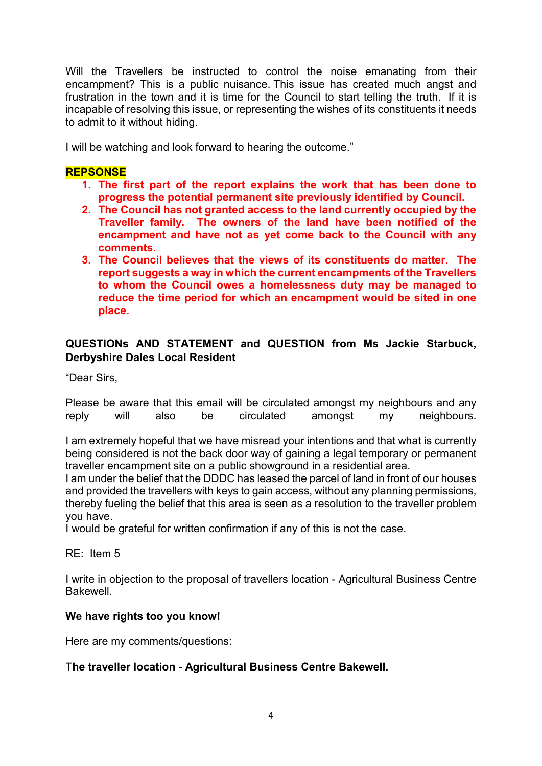Will the Travellers be instructed to control the noise emanating from their encampment? This is a public nuisance. This issue has created much angst and frustration in the town and it is time for the Council to start telling the truth. If it is incapable of resolving this issue, or representing the wishes of its constituents it needs to admit to it without hiding.

I will be watching and look forward to hearing the outcome."

**REPSONSE**

1. **The first part of the report explains the work that has been done to progress the potential permanent site previously identified by Council.**
2. **The Council has not granted access to the land currently occupied by the Traveller family. The owners of the land have been notified of the encampment and have not as yet come back to the Council with any comments.**
3. **The Council believes that the views of its constituents do matter. The report suggests a way in which the current encampments of the Travellers to whom the Council owes a homelessness duty may be managed to reduce the time period for which an encampment would be sited in one place.**

**QUESTIONs AND STATEMENT and QUESTION from Ms Jackie Starbuck, Derbyshire Dales Local Resident**

"Dear Sirs,

Please be aware that this email will be circulated amongst my neighbours and any reply will also be circulated amongst my neighbours.

I am extremely hopeful that we have misread your intentions and that what is currently being considered is not the back door way of gaining a legal temporary or permanent traveller encampment site on a public showground in a residential area.

I am under the belief that the DDDC has leased the parcel of land in front of our houses and provided the travellers with keys to gain access, without any planning permissions, thereby fueling the belief that this area is seen as a resolution to the traveller problem you have.

I would be grateful for written confirmation if any of this is not the case.

RE: Item 5

I write in objection to the proposal of travellers location - Agricultural Business Centre Bakewell.

**We have rights too you know!**

Here are my comments/questions:

T**he traveller location - Agricultural Business Centre Bakewell.**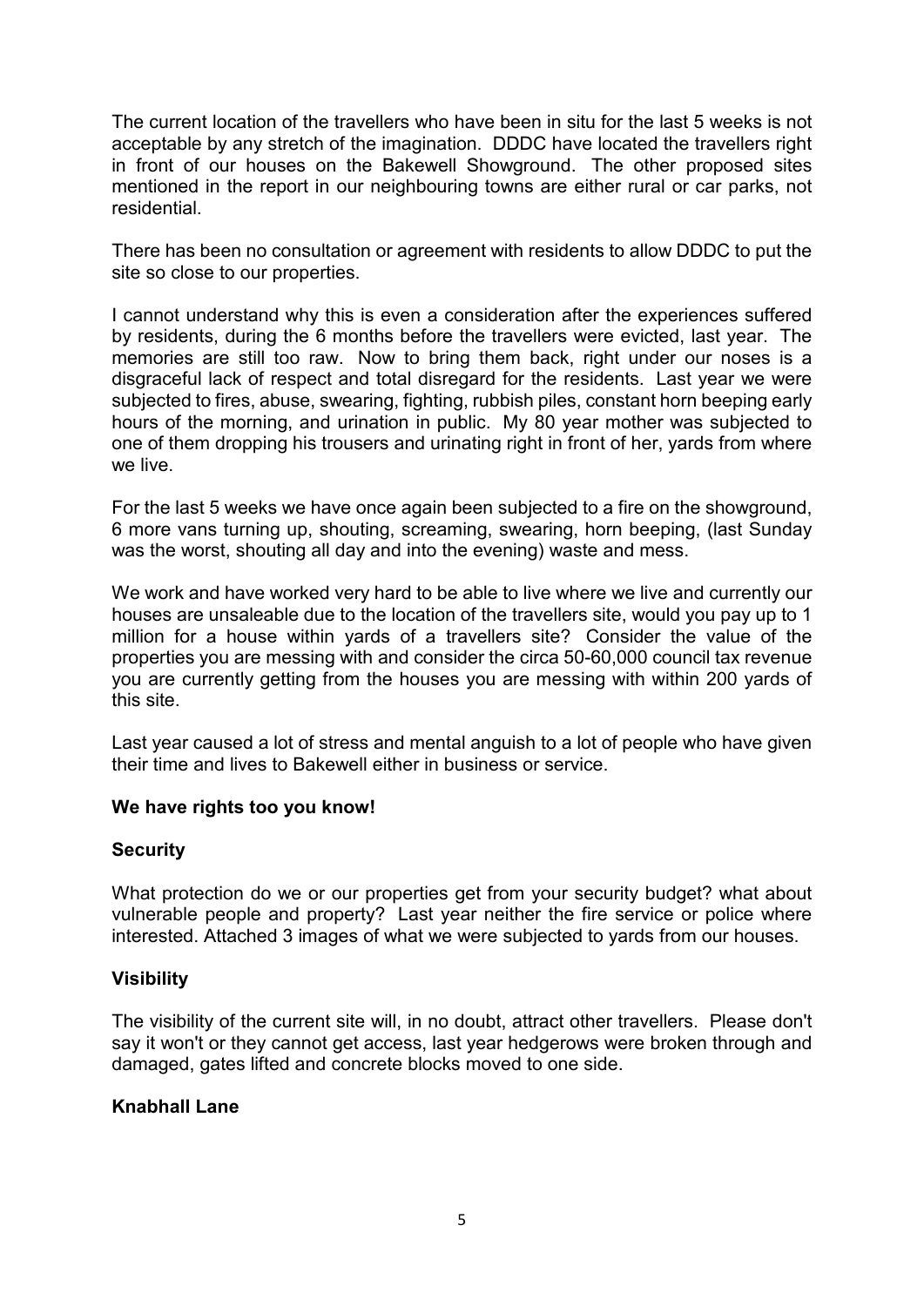The current location of the travellers who have been in situ for the last 5 weeks is not acceptable by any stretch of the imagination. DDDC have located the travellers right in front of our houses on the Bakewell Showground. The other proposed sites mentioned in the report in our neighbouring towns are either rural or car parks, not residential.

There has been no consultation or agreement with residents to allow DDDC to put the site so close to our properties.

I cannot understand why this is even a consideration after the experiences suffered by residents, during the 6 months before the travellers were evicted, last year. The memories are still too raw. Now to bring them back, right under our noses is a disgraceful lack of respect and total disregard for the residents. Last year we were subjected to fires, abuse, swearing, fighting, rubbish piles, constant horn beeping early hours of the morning, and urination in public. My 80 year mother was subjected to one of them dropping his trousers and urinating right in front of her, yards from where we live.

For the last 5 weeks we have once again been subjected to a fire on the showground, 6 more vans turning up, shouting, screaming, swearing, horn beeping, (last Sunday was the worst, shouting all day and into the evening) waste and mess.

We work and have worked very hard to be able to live where we live and currently our houses are unsaleable due to the location of the travellers site, would you pay up to 1 million for a house within yards of a travellers site? Consider the value of the properties you are messing with and consider the circa 50-60,000 council tax revenue you are currently getting from the houses you are messing with within 200 yards of this site.

Last year caused a lot of stress and mental anguish to a lot of people who have given their time and lives to Bakewell either in business or service.

**We have rights too you know!**

**Security**

What protection do we or our properties get from your security budget? what about vulnerable people and property? Last year neither the fire service or police where interested. Attached 3 images of what we were subjected to yards from our houses.

**Visibility**

The visibility of the current site will, in no doubt, attract other travellers. Please don't say it won't or they cannot get access, last year hedgerows were broken through and damaged, gates lifted and concrete blocks moved to one side.

**Knabhall Lane**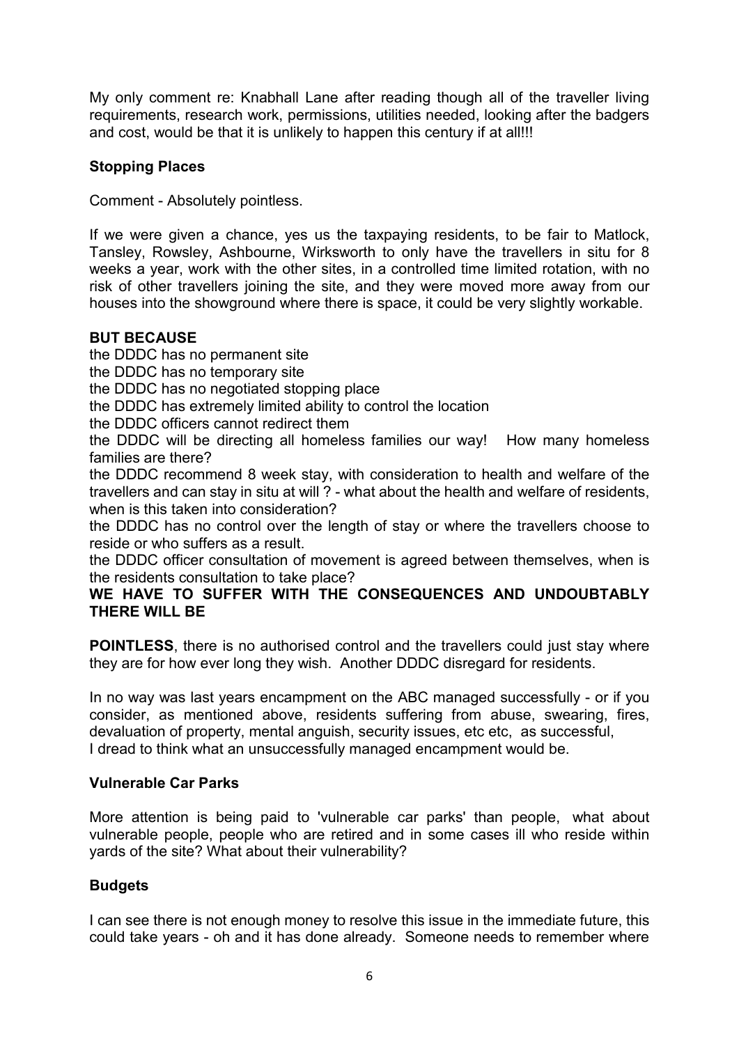My only comment re: Knabhall Lane after reading though all of the traveller living requirements, research work, permissions, utilities needed, looking after the badgers and cost, would be that it is unlikely to happen this century if at all!!!

**Stopping Places**

Comment - Absolutely pointless.

If we were given a chance, yes us the taxpaying residents, to be fair to Matlock, Tansley, Rowsley, Ashbourne, Wirksworth to only have the travellers in situ for 8 weeks a year, work with the other sites, in a controlled time limited rotation, with no risk of other travellers joining the site, and they were moved more away from our houses into the showground where there is space, it could be very slightly workable.

**BUT BECAUSE**

the DDDC has no permanent site

the DDDC has no temporary site

the DDDC has no negotiated stopping place

the DDDC has extremely limited ability to control the location

the DDDC officers cannot redirect them

the DDDC will be directing all homeless families our way! How many homeless families are there?

the DDDC recommend 8 week stay, with consideration to health and welfare of the travellers and can stay in situ at will ? - what about the health and welfare of residents, when is this taken into consideration?

the DDDC has no control over the length of stay or where the travellers choose to reside or who suffers as a result.

the DDDC officer consultation of movement is agreed between themselves, when is the residents consultation to take place?

**WE HAVE TO SUFFER WITH THE CONSEQUENCES AND UNDOUBTABLY THERE WILL BE**

**POINTLESS**, there is no authorised control and the travellers could just stay where they are for how ever long they wish. Another DDDC disregard for residents.

In no way was last years encampment on the ABC managed successfully - or if you consider, as mentioned above, residents suffering from abuse, swearing, fires, devaluation of property, mental anguish, security issues, etc etc, as successful, I dread to think what an unsuccessfully managed encampment would be.

**Vulnerable Car Parks**

More attention is being paid to 'vulnerable car parks' than people, what about vulnerable people, people who are retired and in some cases ill who reside within yards of the site? What about their vulnerability?

**Budgets**

I can see there is not enough money to resolve this issue in the immediate future, this could take years - oh and it has done already. Someone needs to remember where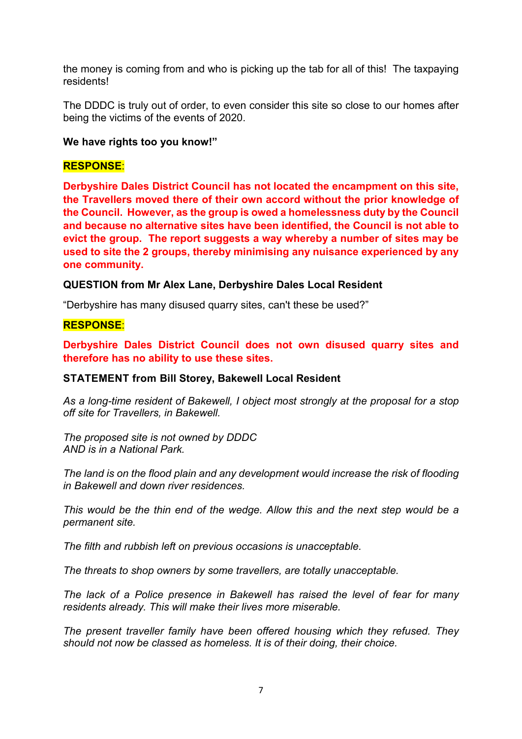the money is coming from and who is picking up the tab for all of this!  The taxpaying residents!

The DDDC is truly out of order, to even consider this site so close to our homes after being the victims of the events of 2020.

**We have rights too you know!"**

**RESPONSE**:

**Derbyshire Dales District Council has not located the encampment on this site, the Travellers moved there of their own accord without the prior knowledge of the Council.  However, as the group is owed a homelessness duty by the Council and because no alternative sites have been identified, the Council is not able to evict the group.  The report suggests a way whereby a number of sites may be used to site the 2 groups, thereby minimising any nuisance experienced by any one community.**

**QUESTION from Mr Alex Lane, Derbyshire Dales Local Resident**

"Derbyshire has many disused quarry sites, can't these be used?"

**RESPONSE**:

**Derbyshire Dales District Council does not own disused quarry sites and therefore has no ability to use these sites.**

**STATEMENT from Bill Storey, Bakewell Local Resident**

*As a long-time resident of Bakewell, I object most strongly at the proposal for a stop off site for Travellers, in Bakewell.*

*The proposed site is not owned by DDDC*
*AND is in a National Park.*

*The land is on the flood plain and any development would increase the risk of flooding in Bakewell and down river residences.*

*This would be the thin end of the wedge. Allow this and the next step would be a permanent site.*

*The filth and rubbish left on previous occasions is unacceptable.*

*The threats to shop owners by some travellers, are totally unacceptable.*

*The lack of a Police presence in Bakewell has raised the level of fear for many residents already. This will make their lives more miserable.*

*The present traveller family have been offered housing which they refused. They should not now be classed as homeless. It is of their doing, their choice.*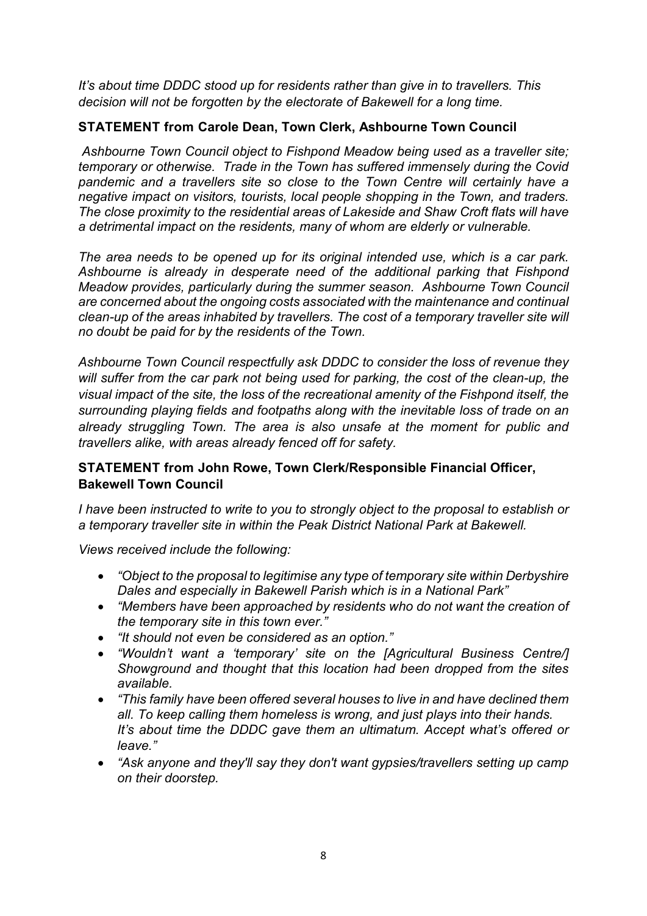*It's about time DDDC stood up for residents rather than give in to travellers. This decision will not be forgotten by the electorate of Bakewell for a long time.*

**STATEMENT from Carole Dean, Town Clerk, Ashbourne Town Council**

*Ashbourne Town Council object to Fishpond Meadow being used as a traveller site; temporary or otherwise. Trade in the Town has suffered immensely during the Covid pandemic and a travellers site so close to the Town Centre will certainly have a negative impact on visitors, tourists, local people shopping in the Town, and traders. The close proximity to the residential areas of Lakeside and Shaw Croft flats will have a detrimental impact on the residents, many of whom are elderly or vulnerable.*

*The area needs to be opened up for its original intended use, which is a car park. Ashbourne is already in desperate need of the additional parking that Fishpond Meadow provides, particularly during the summer season. Ashbourne Town Council are concerned about the ongoing costs associated with the maintenance and continual clean-up of the areas inhabited by travellers. The cost of a temporary traveller site will no doubt be paid for by the residents of the Town.*

*Ashbourne Town Council respectfully ask DDDC to consider the loss of revenue they will suffer from the car park not being used for parking, the cost of the clean-up, the visual impact of the site, the loss of the recreational amenity of the Fishpond itself, the surrounding playing fields and footpaths along with the inevitable loss of trade on an already struggling Town. The area is also unsafe at the moment for public and travellers alike, with areas already fenced off for safety.*

**STATEMENT from John Rowe, Town Clerk/Responsible Financial Officer, Bakewell Town Council**

*I have been instructed to write to you to strongly object to the proposal to establish or a temporary traveller site in within the Peak District National Park at Bakewell.*

*Views received include the following:*

- *"Object to the proposal to legitimise any type of temporary site within Derbyshire Dales and especially in Bakewell Parish which is in a National Park"*
- *"Members have been approached by residents who do not want the creation of the temporary site in this town ever."*
- *"It should not even be considered as an option."*
- *"Wouldn't want a 'temporary' site on the [Agricultural Business Centre/] Showground and thought that this location had been dropped from the sites available.*
- *"This family have been offered several houses to live in and have declined them all. To keep calling them homeless is wrong, and just plays into their hands. It's about time the DDDC gave them an ultimatum. Accept what's offered or leave."*
- *"Ask anyone and they'll say they don't want gypsies/travellers setting up camp on their doorstep.*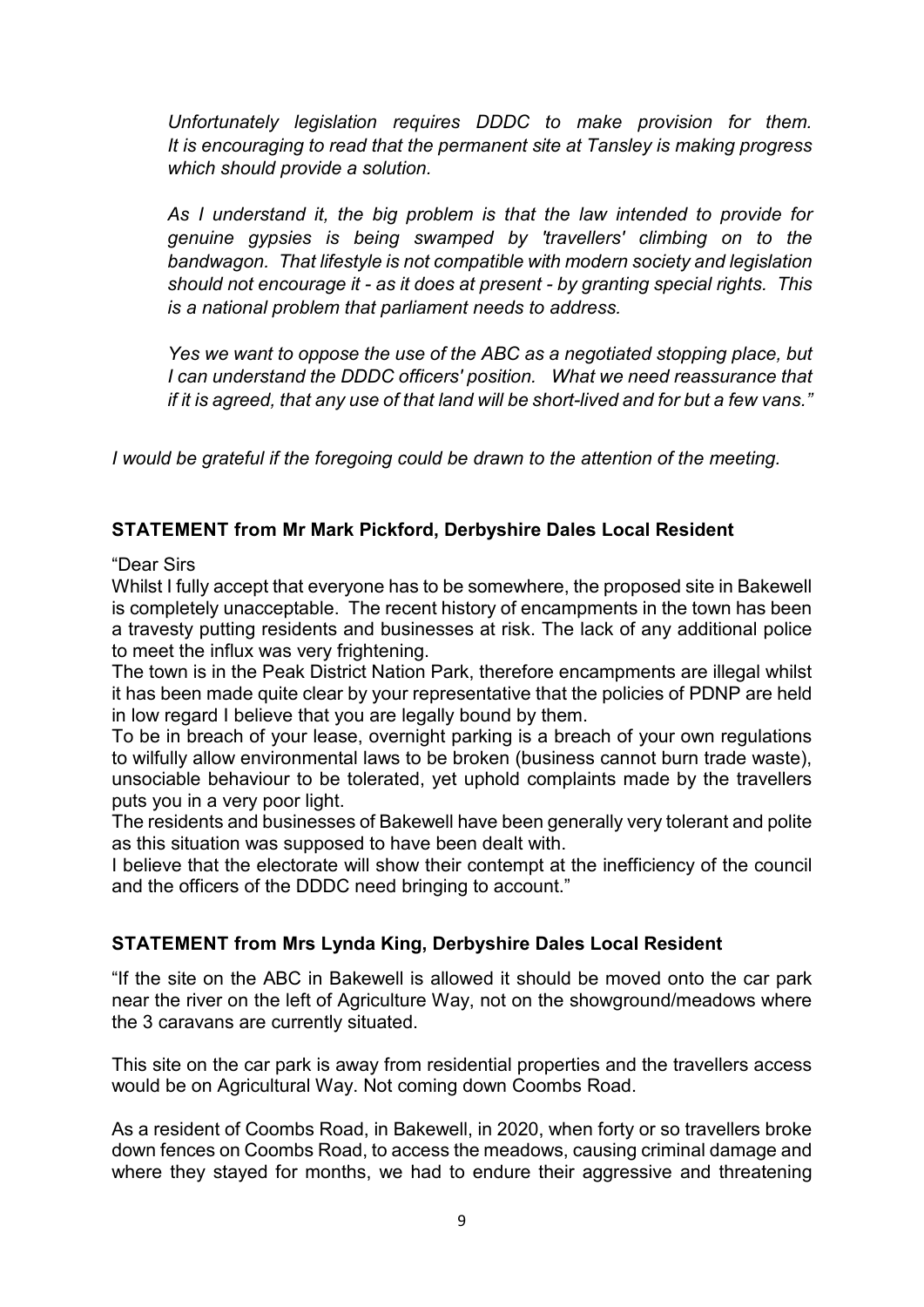*Unfortunately legislation requires DDDC to make provision for them. It is encouraging to read that the permanent site at Tansley is making progress which should provide a solution.*

*As I understand it, the big problem is that the law intended to provide for genuine gypsies is being swamped by 'travellers' climbing on to the bandwagon. That lifestyle is not compatible with modern society and legislation should not encourage it - as it does at present - by granting special rights. This is a national problem that parliament needs to address.*

*Yes we want to oppose the use of the ABC as a negotiated stopping place, but I can understand the DDDC officers' position. What we need reassurance that if it is agreed, that any use of that land will be short-lived and for but a few vans."*

*I would be grateful if the foregoing could be drawn to the attention of the meeting.*

**STATEMENT from Mr Mark Pickford, Derbyshire Dales Local Resident**

"Dear Sirs

Whilst I fully accept that everyone has to be somewhere, the proposed site in Bakewell is completely unacceptable. The recent history of encampments in the town has been a travesty putting residents and businesses at risk. The lack of any additional police to meet the influx was very frightening.

The town is in the Peak District Nation Park, therefore encampments are illegal whilst it has been made quite clear by your representative that the policies of PDNP are held in low regard I believe that you are legally bound by them.

To be in breach of your lease, overnight parking is a breach of your own regulations to wilfully allow environmental laws to be broken (business cannot burn trade waste), unsociable behaviour to be tolerated, yet uphold complaints made by the travellers puts you in a very poor light.

The residents and businesses of Bakewell have been generally very tolerant and polite as this situation was supposed to have been dealt with.

I believe that the electorate will show their contempt at the inefficiency of the council and the officers of the DDDC need bringing to account."

**STATEMENT from Mrs Lynda King, Derbyshire Dales Local Resident**

"If the site on the ABC in Bakewell is allowed it should be moved onto the car park near the river on the left of Agriculture Way, not on the showground/meadows where the 3 caravans are currently situated.

This site on the car park is away from residential properties and the travellers access would be on Agricultural Way. Not coming down Coombs Road.

As a resident of Coombs Road, in Bakewell, in 2020, when forty or so travellers broke down fences on Coombs Road, to access the meadows, causing criminal damage and where they stayed for months, we had to endure their aggressive and threatening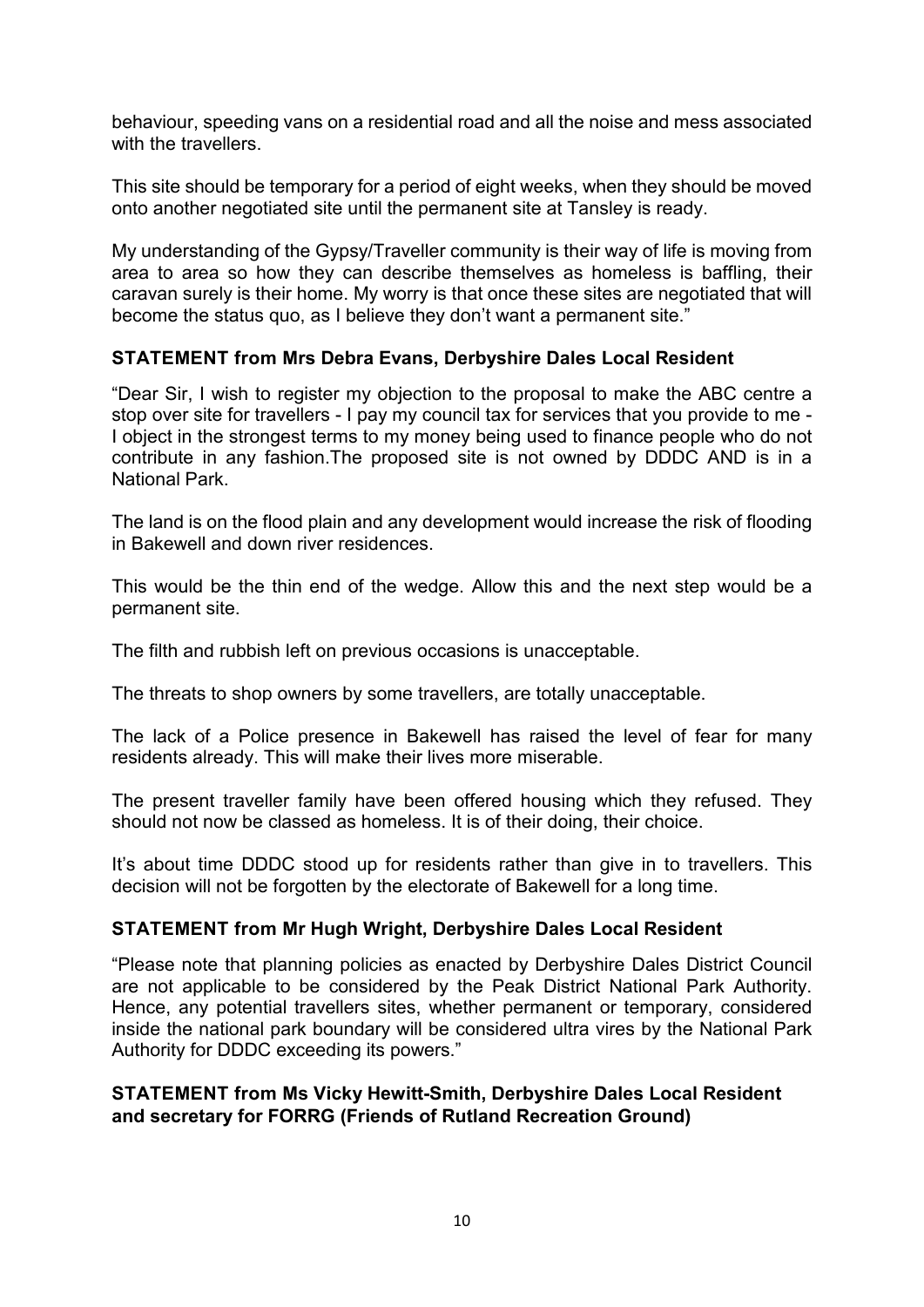behaviour, speeding vans on a residential road and all the noise and mess associated with the travellers.

This site should be temporary for a period of eight weeks, when they should be moved onto another negotiated site until the permanent site at Tansley is ready.

My understanding of the Gypsy/Traveller community is their way of life is moving from area to area so how they can describe themselves as homeless is baffling, their caravan surely is their home. My worry is that once these sites are negotiated that will become the status quo, as I believe they don't want a permanent site."

**STATEMENT from Mrs Debra Evans, Derbyshire Dales Local Resident**

"Dear Sir, I wish to register my objection to the proposal to make the ABC centre a stop over site for travellers - I pay my council tax for services that you provide to me - I object in the strongest terms to my money being used to finance people who do not contribute in any fashion.The proposed site is not owned by DDDC AND is in a National Park.

The land is on the flood plain and any development would increase the risk of flooding in Bakewell and down river residences.

This would be the thin end of the wedge. Allow this and the next step would be a permanent site.

The filth and rubbish left on previous occasions is unacceptable.

The threats to shop owners by some travellers, are totally unacceptable.

The lack of a Police presence in Bakewell has raised the level of fear for many residents already. This will make their lives more miserable.

The present traveller family have been offered housing which they refused. They should not now be classed as homeless. It is of their doing, their choice.

It's about time DDDC stood up for residents rather than give in to travellers. This decision will not be forgotten by the electorate of Bakewell for a long time.

**STATEMENT from Mr Hugh Wright, Derbyshire Dales Local Resident**

"Please note that planning policies as enacted by Derbyshire Dales District Council are not applicable to be considered by the Peak District National Park Authority. Hence, any potential travellers sites, whether permanent or temporary, considered inside the national park boundary will be considered ultra vires by the National Park Authority for DDDC exceeding its powers."

**STATEMENT from Ms Vicky Hewitt-Smith, Derbyshire Dales Local Resident and secretary for FORRG (Friends of Rutland Recreation Ground)**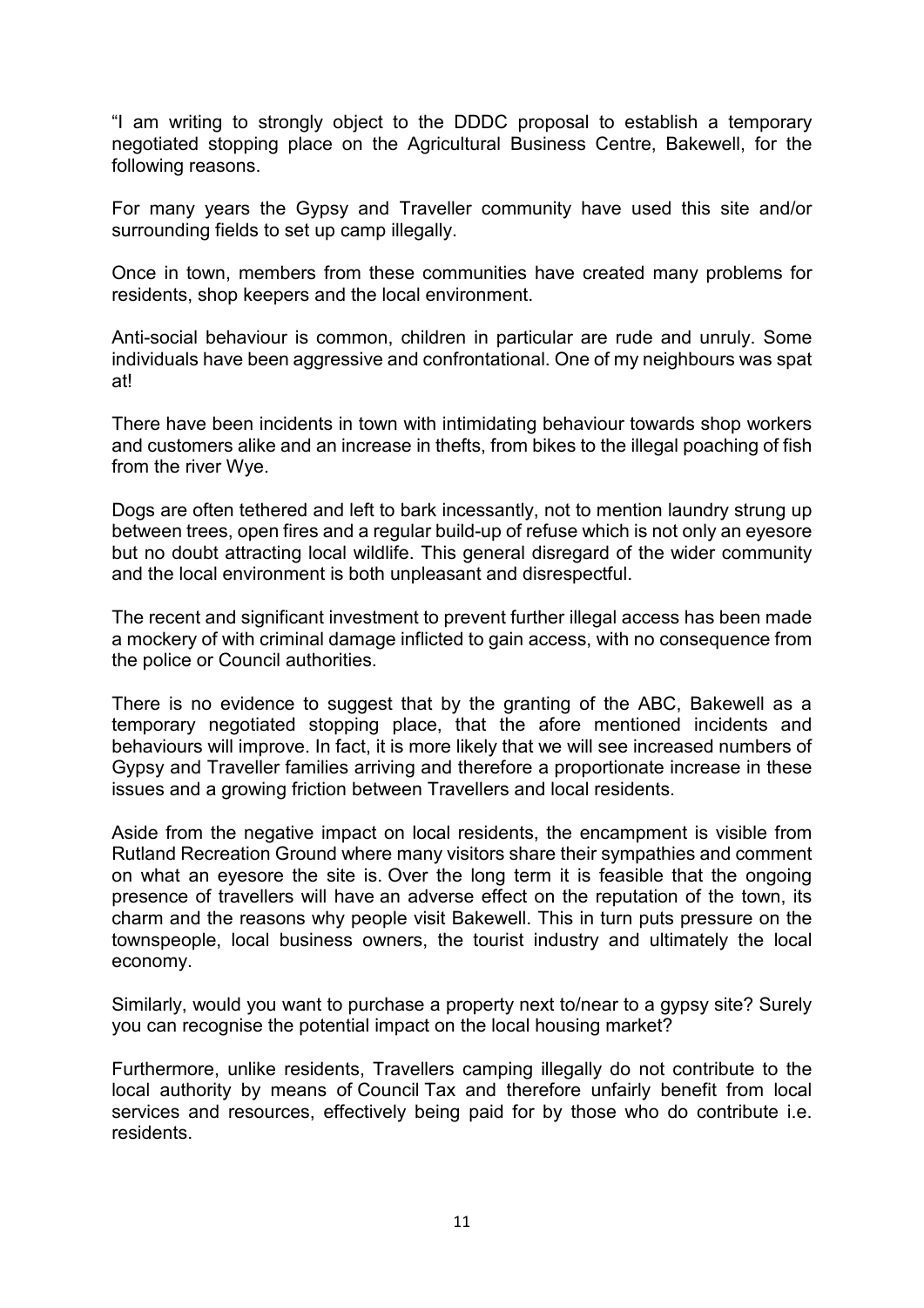"I am writing to strongly object to the DDDC proposal to establish a temporary negotiated stopping place on the Agricultural Business Centre, Bakewell, for the following reasons.

For many years the Gypsy and Traveller community have used this site and/or surrounding fields to set up camp illegally.

Once in town, members from these communities have created many problems for residents, shop keepers and the local environment.

Anti-social behaviour is common, children in particular are rude and unruly. Some individuals have been aggressive and confrontational. One of my neighbours was spat at!

There have been incidents in town with intimidating behaviour towards shop workers and customers alike and an increase in thefts, from bikes to the illegal poaching of fish from the river Wye.

Dogs are often tethered and left to bark incessantly, not to mention laundry strung up between trees, open fires and a regular build-up of refuse which is not only an eyesore but no doubt attracting local wildlife. This general disregard of the wider community and the local environment is both unpleasant and disrespectful.

The recent and significant investment to prevent further illegal access has been made a mockery of with criminal damage inflicted to gain access, with no consequence from the police or Council authorities.

There is no evidence to suggest that by the granting of the ABC, Bakewell as a temporary negotiated stopping place, that the afore mentioned incidents and behaviours will improve. In fact, it is more likely that we will see increased numbers of Gypsy and Traveller families arriving and therefore a proportionate increase in these issues and a growing friction between Travellers and local residents.

Aside from the negative impact on local residents, the encampment is visible from Rutland Recreation Ground where many visitors share their sympathies and comment on what an eyesore the site is. Over the long term it is feasible that the ongoing presence of travellers will have an adverse effect on the reputation of the town, its charm and the reasons why people visit Bakewell. This in turn puts pressure on the townspeople, local business owners, the tourist industry and ultimately the local economy.

Similarly, would you want to purchase a property next to/near to a gypsy site? Surely you can recognise the potential impact on the local housing market?

Furthermore, unlike residents, Travellers camping illegally do not contribute to the local authority by means of Council Tax and therefore unfairly benefit from local services and resources, effectively being paid for by those who do contribute i.e. residents.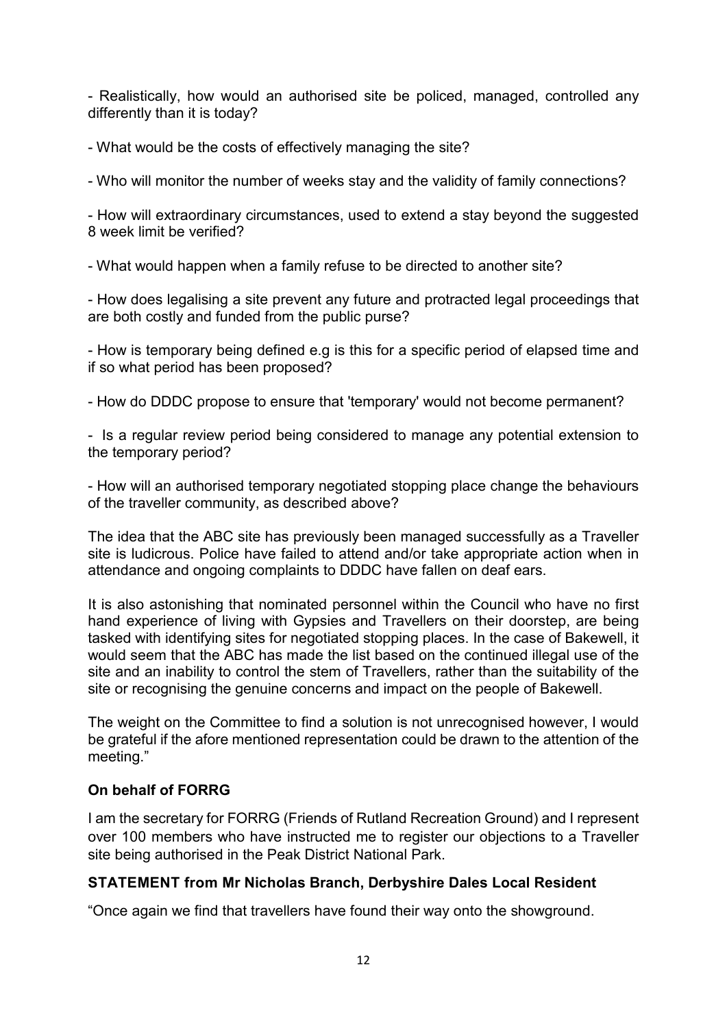- Realistically, how would an authorised site be policed, managed, controlled any differently than it is today?

- What would be the costs of effectively managing the site?

- Who will monitor the number of weeks stay and the validity of family connections?

- How will extraordinary circumstances, used to extend a stay beyond the suggested 8 week limit be verified?

- What would happen when a family refuse to be directed to another site?

- How does legalising a site prevent any future and protracted legal proceedings that are both costly and funded from the public purse?

- How is temporary being defined e.g is this for a specific period of elapsed time and if so what period has been proposed?

- How do DDDC propose to ensure that 'temporary' would not become permanent?

- Is a regular review period being considered to manage any potential extension to the temporary period?

- How will an authorised temporary negotiated stopping place change the behaviours of the traveller community, as described above?

The idea that the ABC site has previously been managed successfully as a Traveller site is ludicrous. Police have failed to attend and/or take appropriate action when in attendance and ongoing complaints to DDDC have fallen on deaf ears.

It is also astonishing that nominated personnel within the Council who have no first hand experience of living with Gypsies and Travellers on their doorstep, are being tasked with identifying sites for negotiated stopping places. In the case of Bakewell, it would seem that the ABC has made the list based on the continued illegal use of the site and an inability to control the stem of Travellers, rather than the suitability of the site or recognising the genuine concerns and impact on the people of Bakewell.

The weight on the Committee to find a solution is not unrecognised however, I would be grateful if the afore mentioned representation could be drawn to the attention of the meeting."

**On behalf of FORRG**

I am the secretary for FORRG (Friends of Rutland Recreation Ground) and I represent over 100 members who have instructed me to register our objections to a Traveller site being authorised in the Peak District National Park.

**STATEMENT from Mr Nicholas Branch, Derbyshire Dales Local Resident**

"Once again we find that travellers have found their way onto the showground.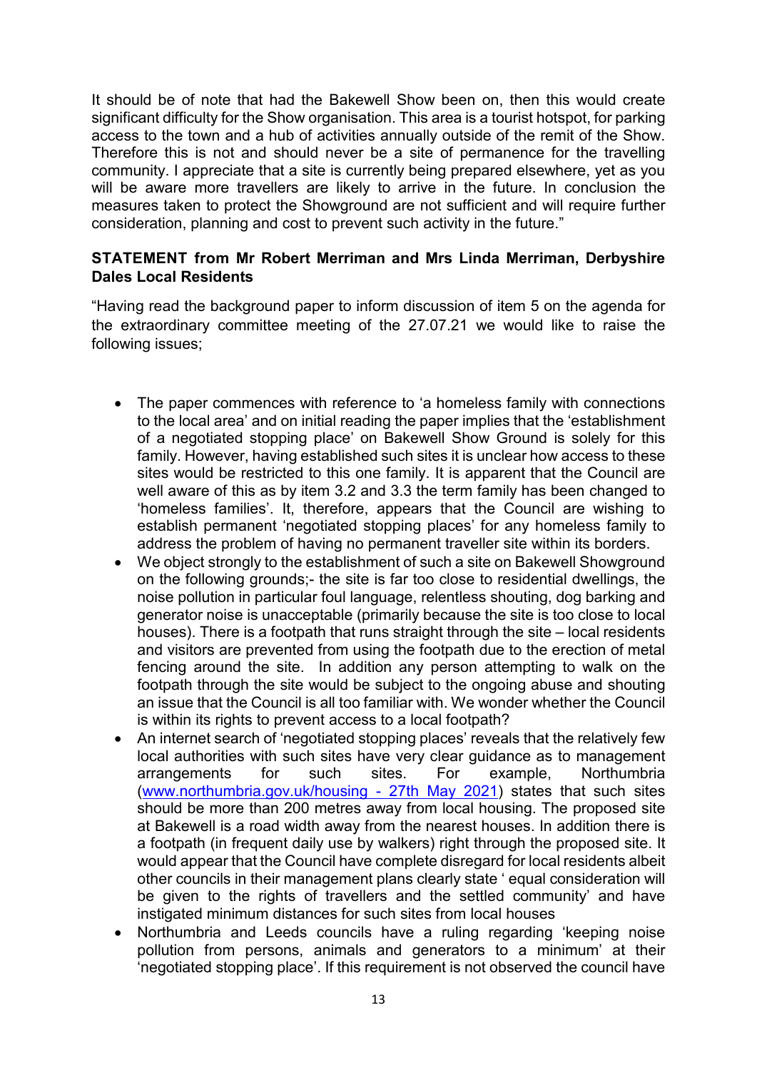It should be of note that had the Bakewell Show been on, then this would create significant difficulty for the Show organisation. This area is a tourist hotspot, for parking access to the town and a hub of activities annually outside of the remit of the Show. Therefore this is not and should never be a site of permanence for the travelling community. I appreciate that a site is currently being prepared elsewhere, yet as you will be aware more travellers are likely to arrive in the future. In conclusion the measures taken to protect the Showground are not sufficient and will require further consideration, planning and cost to prevent such activity in the future."

**STATEMENT from Mr Robert Merriman and Mrs Linda Merriman, Derbyshire Dales Local Residents**

"Having read the background paper to inform discussion of item 5 on the agenda for the extraordinary committee meeting of the 27.07.21 we would like to raise the following issues;

- The paper commences with reference to 'a homeless family with connections to the local area' and on initial reading the paper implies that the 'establishment of a negotiated stopping place' on Bakewell Show Ground is solely for this family. However, having established such sites it is unclear how access to these sites would be restricted to this one family. It is apparent that the Council are well aware of this as by item 3.2 and 3.3 the term family has been changed to 'homeless families'. It, therefore, appears that the Council are wishing to establish permanent 'negotiated stopping places' for any homeless family to address the problem of having no permanent traveller site within its borders.
- We object strongly to the establishment of such a site on Bakewell Showground on the following grounds;- the site is far too close to residential dwellings, the noise pollution in particular foul language, relentless shouting, dog barking and generator noise is unacceptable (primarily because the site is too close to local houses). There is a footpath that runs straight through the site – local residents and visitors are prevented from using the footpath due to the erection of metal fencing around the site. In addition any person attempting to walk on the footpath through the site would be subject to the ongoing abuse and shouting an issue that the Council is all too familiar with. We wonder whether the Council is within its rights to prevent access to a local footpath?
- An internet search of 'negotiated stopping places' reveals that the relatively few local authorities with such sites have very clear guidance as to management arrangements for such sites. For example, Northumbria (www.northumbria.gov.uk/housing - 27th May 2021) states that such sites should be more than 200 metres away from local housing. The proposed site at Bakewell is a road width away from the nearest houses. In addition there is a footpath (in frequent daily use by walkers) right through the proposed site. It would appear that the Council have complete disregard for local residents albeit other councils in their management plans clearly state ' equal consideration will be given to the rights of travellers and the settled community' and have instigated minimum distances for such sites from local houses
- Northumbria and Leeds councils have a ruling regarding 'keeping noise pollution from persons, animals and generators to a minimum' at their 'negotiated stopping place'. If this requirement is not observed the council have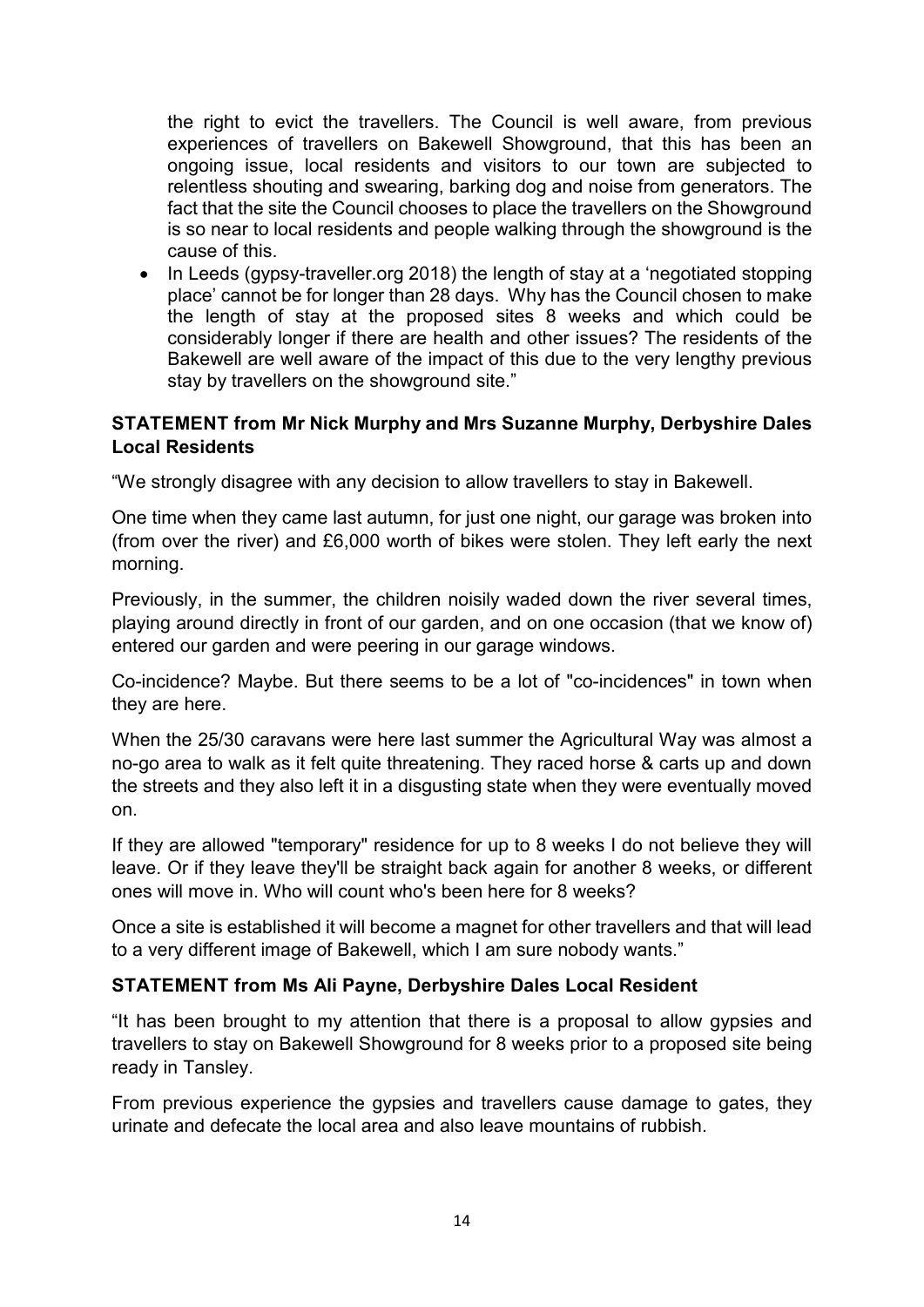the right to evict the travellers. The Council is well aware, from previous experiences of travellers on Bakewell Showground, that this has been an ongoing issue, local residents and visitors to our town are subjected to relentless shouting and swearing, barking dog and noise from generators. The fact that the site the Council chooses to place the travellers on the Showground is so near to local residents and people walking through the showground is the cause of this.

- In Leeds (gypsy-traveller.org 2018) the length of stay at a 'negotiated stopping place' cannot be for longer than 28 days. Why has the Council chosen to make the length of stay at the proposed sites 8 weeks and which could be considerably longer if there are health and other issues? The residents of the Bakewell are well aware of the impact of this due to the very lengthy previous stay by travellers on the showground site."

**STATEMENT from Mr Nick Murphy and Mrs Suzanne Murphy, Derbyshire Dales Local Residents**

"We strongly disagree with any decision to allow travellers to stay in Bakewell.

One time when they came last autumn, for just one night, our garage was broken into (from over the river) and £6,000 worth of bikes were stolen. They left early the next morning.

Previously, in the summer, the children noisily waded down the river several times, playing around directly in front of our garden, and on one occasion (that we know of) entered our garden and were peering in our garage windows.

Co-incidence? Maybe. But there seems to be a lot of "co-incidences" in town when they are here.

When the 25/30 caravans were here last summer the Agricultural Way was almost a no-go area to walk as it felt quite threatening. They raced horse & carts up and down the streets and they also left it in a disgusting state when they were eventually moved on.

If they are allowed "temporary" residence for up to 8 weeks I do not believe they will leave. Or if they leave they'll be straight back again for another 8 weeks, or different ones will move in. Who will count who's been here for 8 weeks?

Once a site is established it will become a magnet for other travellers and that will lead to a very different image of Bakewell, which I am sure nobody wants."

**STATEMENT from Ms Ali Payne, Derbyshire Dales Local Resident**

"It has been brought to my attention that there is a proposal to allow gypsies and travellers to stay on Bakewell Showground for 8 weeks prior to a proposed site being ready in Tansley.

From previous experience the gypsies and travellers cause damage to gates, they urinate and defecate the local area and also leave mountains of rubbish.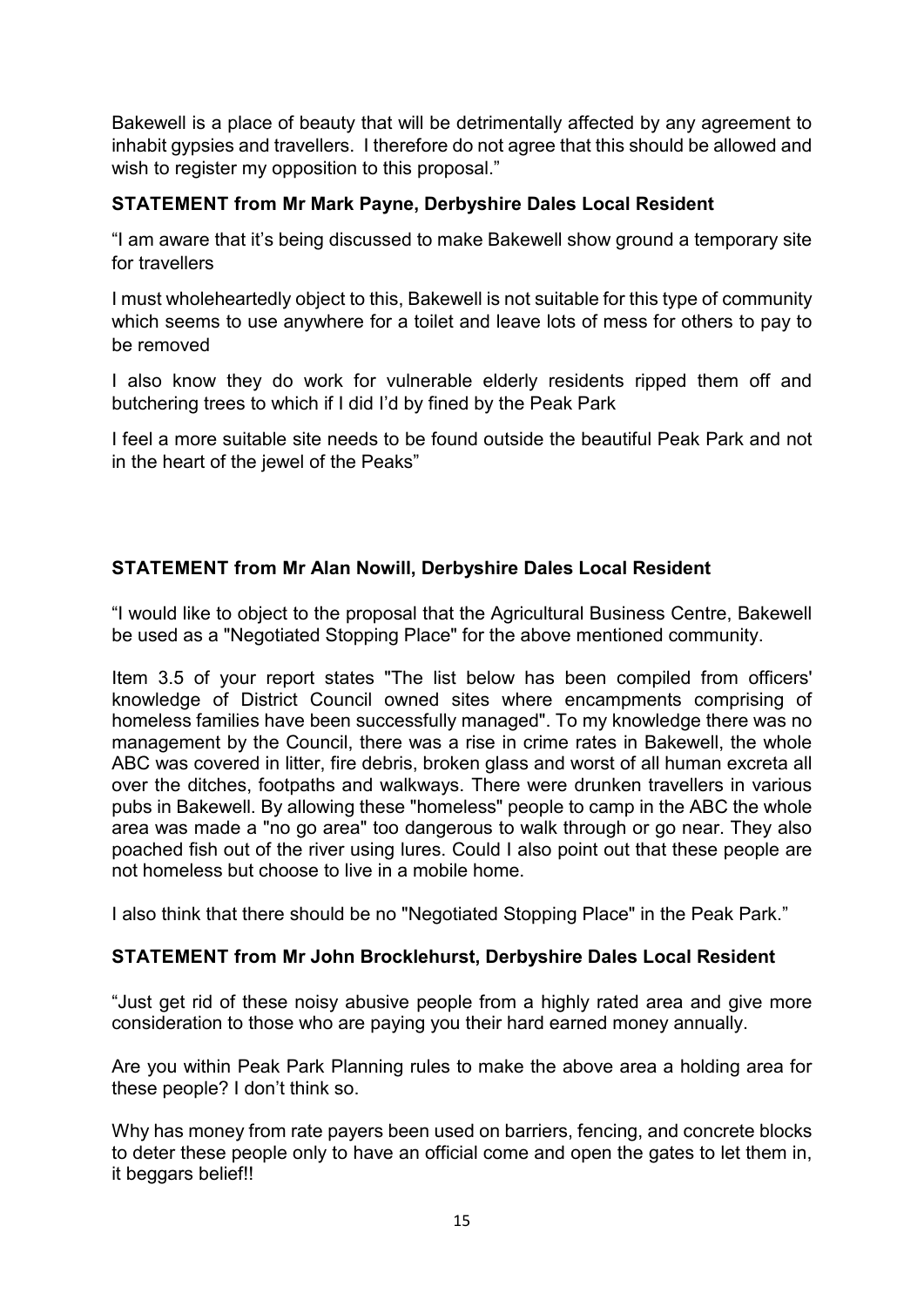Bakewell is a place of beauty that will be detrimentally affected by any agreement to inhabit gypsies and travellers. I therefore do not agree that this should be allowed and wish to register my opposition to this proposal."

**STATEMENT from Mr Mark Payne, Derbyshire Dales Local Resident**

"I am aware that it's being discussed to make Bakewell show ground a temporary site for travellers

I must wholeheartedly object to this, Bakewell is not suitable for this type of community which seems to use anywhere for a toilet and leave lots of mess for others to pay to be removed

I also know they do work for vulnerable elderly residents ripped them off and butchering trees to which if I did I'd by fined by the Peak Park

I feel a more suitable site needs to be found outside the beautiful Peak Park and not in the heart of the jewel of the Peaks"

**STATEMENT from Mr Alan Nowill, Derbyshire Dales Local Resident**

"I would like to object to the proposal that the Agricultural Business Centre, Bakewell be used as a "Negotiated Stopping Place" for the above mentioned community.

Item 3.5 of your report states "The list below has been compiled from officers' knowledge of District Council owned sites where encampments comprising of homeless families have been successfully managed". To my knowledge there was no management by the Council, there was a rise in crime rates in Bakewell, the whole ABC was covered in litter, fire debris, broken glass and worst of all human excreta all over the ditches, footpaths and walkways. There were drunken travellers in various pubs in Bakewell. By allowing these "homeless" people to camp in the ABC the whole area was made a "no go area" too dangerous to walk through or go near. They also poached fish out of the river using lures. Could I also point out that these people are not homeless but choose to live in a mobile home.

I also think that there should be no "Negotiated Stopping Place" in the Peak Park."

**STATEMENT from Mr John Brocklehurst, Derbyshire Dales Local Resident**

"Just get rid of these noisy abusive people from a highly rated area and give more consideration to those who are paying you their hard earned money annually.

Are you within Peak Park Planning rules to make the above area a holding area for these people? I don't think so.

Why has money from rate payers been used on barriers, fencing, and concrete blocks to deter these people only to have an official come and open the gates to let them in, it beggars belief!!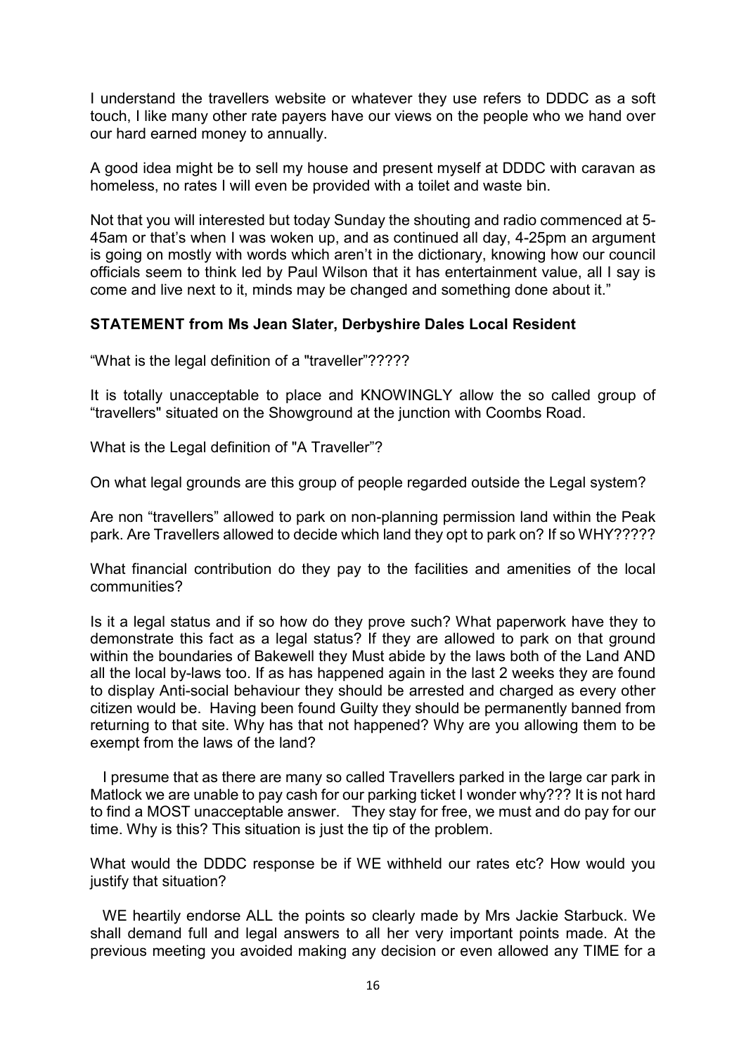I understand the travellers website or whatever they use refers to DDDC as a soft touch, I like many other rate payers have our views on the people who we hand over our hard earned money to annually.

A good idea might be to sell my house and present myself at DDDC with caravan as homeless, no rates I will even be provided with a toilet and waste bin.

Not that you will interested but today Sunday the shouting and radio commenced at 5-45am or that's when I was woken up, and as continued all day, 4-25pm an argument is going on mostly with words which aren't in the dictionary, knowing how our council officials seem to think led by Paul Wilson that it has entertainment value, all I say is come and live next to it, minds may be changed and something done about it."

**STATEMENT from Ms Jean Slater, Derbyshire Dales Local Resident**

"What is the legal definition of a "traveller"?????

It is totally unacceptable to place and KNOWINGLY allow the so called group of "travellers" situated on the Showground at the junction with Coombs Road.

What is the Legal definition of "A Traveller"?

On what legal grounds are this group of people regarded outside the Legal system?

Are non "travellers" allowed to park on non-planning permission land within the Peak park. Are Travellers allowed to decide which land they opt to park on? If so WHY?????

What financial contribution do they pay to the facilities and amenities of the local communities?

Is it a legal status and if so how do they prove such? What paperwork have they to demonstrate this fact as a legal status? If they are allowed to park on that ground within the boundaries of Bakewell they Must abide by the laws both of the Land AND all the local by-laws too. If as has happened again in the last 2 weeks they are found to display Anti-social behaviour they should be arrested and charged as every other citizen would be. Having been found Guilty they should be permanently banned from returning to that site. Why has that not happened? Why are you allowing them to be exempt from the laws of the land?

I presume that as there are many so called Travellers parked in the large car park in Matlock we are unable to pay cash for our parking ticket I wonder why??? It is not hard to find a MOST unacceptable answer. They stay for free, we must and do pay for our time. Why is this? This situation is just the tip of the problem.

What would the DDDC response be if WE withheld our rates etc? How would you justify that situation?

WE heartily endorse ALL the points so clearly made by Mrs Jackie Starbuck. We shall demand full and legal answers to all her very important points made. At the previous meeting you avoided making any decision or even allowed any TIME for a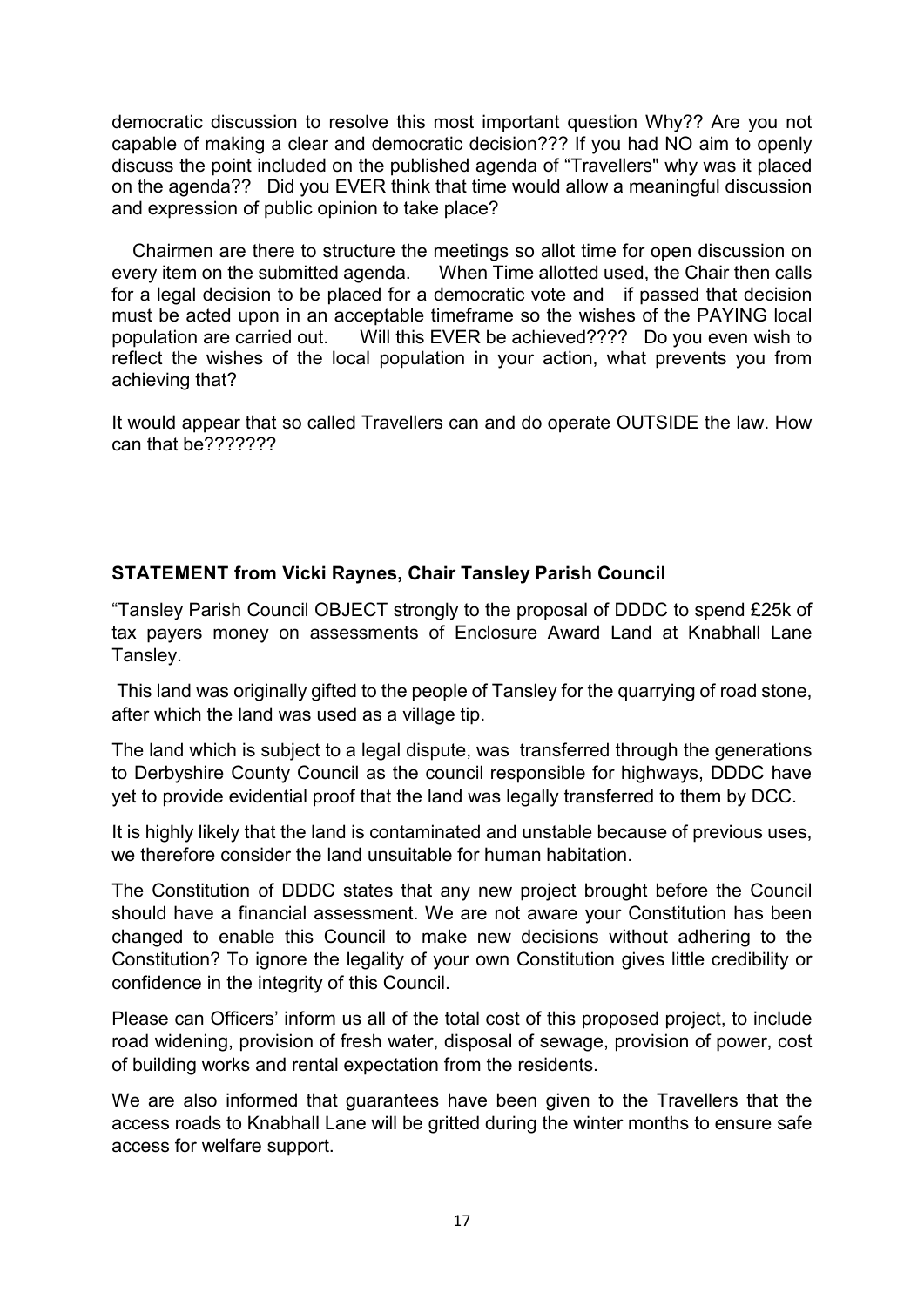democratic discussion to resolve this most important question Why?? Are you not capable of making a clear and democratic decision??? If you had NO aim to openly discuss the point included on the published agenda of "Travellers" why was it placed on the agenda?? Did you EVER think that time would allow a meaningful discussion and expression of public opinion to take place?

Chairmen are there to structure the meetings so allot time for open discussion on every item on the submitted agenda. When Time allotted used, the Chair then calls for a legal decision to be placed for a democratic vote and if passed that decision must be acted upon in an acceptable timeframe so the wishes of the PAYING local population are carried out. Will this EVER be achieved???? Do you even wish to reflect the wishes of the local population in your action, what prevents you from achieving that?

It would appear that so called Travellers can and do operate OUTSIDE the law. How can that be???????

**STATEMENT from Vicki Raynes, Chair Tansley Parish Council**

"Tansley Parish Council OBJECT strongly to the proposal of DDDC to spend £25k of tax payers money on assessments of Enclosure Award Land at Knabhall Lane Tansley.

This land was originally gifted to the people of Tansley for the quarrying of road stone, after which the land was used as a village tip.

The land which is subject to a legal dispute, was transferred through the generations to Derbyshire County Council as the council responsible for highways, DDDC have yet to provide evidential proof that the land was legally transferred to them by DCC.

It is highly likely that the land is contaminated and unstable because of previous uses, we therefore consider the land unsuitable for human habitation.

The Constitution of DDDC states that any new project brought before the Council should have a financial assessment. We are not aware your Constitution has been changed to enable this Council to make new decisions without adhering to the Constitution? To ignore the legality of your own Constitution gives little credibility or confidence in the integrity of this Council.

Please can Officers' inform us all of the total cost of this proposed project, to include road widening, provision of fresh water, disposal of sewage, provision of power, cost of building works and rental expectation from the residents.

We are also informed that guarantees have been given to the Travellers that the access roads to Knabhall Lane will be gritted during the winter months to ensure safe access for welfare support.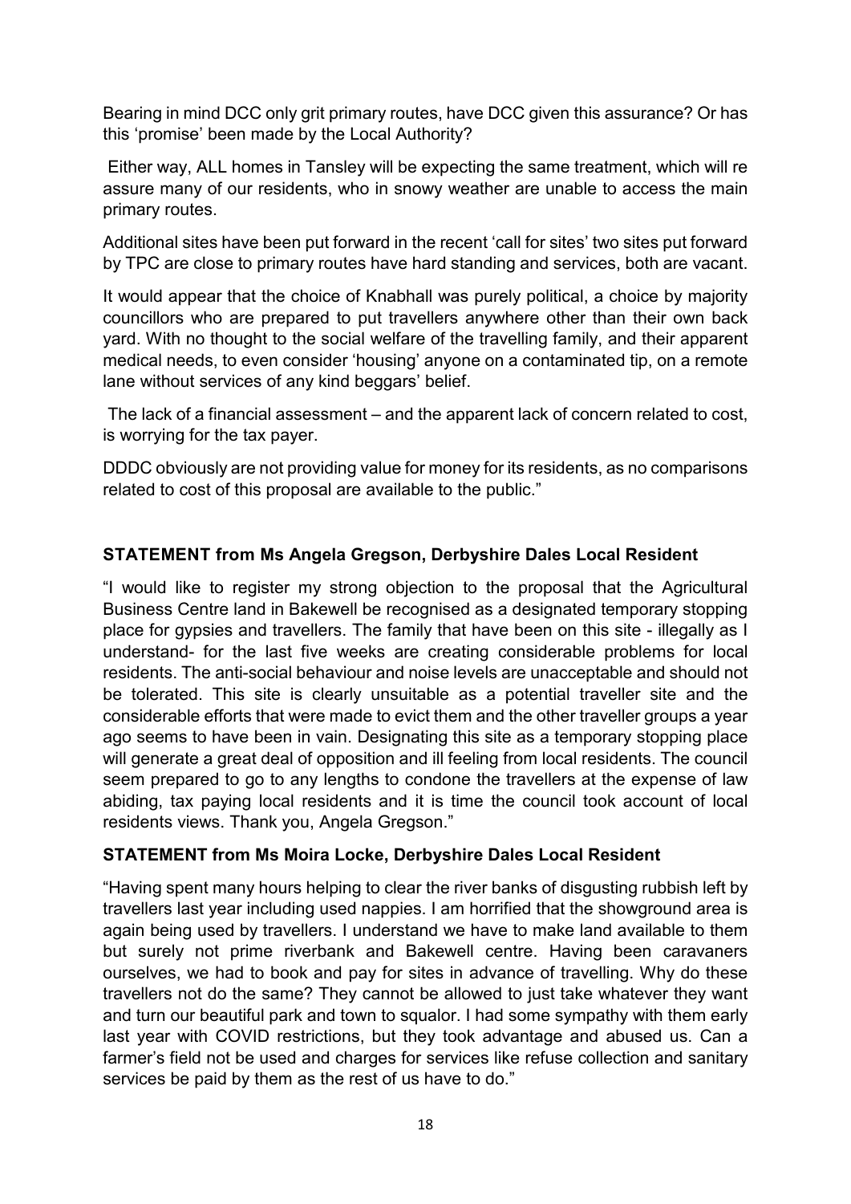Bearing in mind DCC only grit primary routes, have DCC given this assurance? Or has this 'promise' been made by the Local Authority?

Either way, ALL homes in Tansley will be expecting the same treatment, which will re assure many of our residents, who in snowy weather are unable to access the main primary routes.

Additional sites have been put forward in the recent 'call for sites' two sites put forward by TPC are close to primary routes have hard standing and services, both are vacant.

It would appear that the choice of Knabhall was purely political, a choice by majority councillors who are prepared to put travellers anywhere other than their own back yard. With no thought to the social welfare of the travelling family, and their apparent medical needs, to even consider 'housing' anyone on a contaminated tip, on a remote lane without services of any kind beggars' belief.

The lack of a financial assessment – and the apparent lack of concern related to cost, is worrying for the tax payer.

DDDC obviously are not providing value for money for its residents, as no comparisons related to cost of this proposal are available to the public."

**STATEMENT from Ms Angela Gregson, Derbyshire Dales Local Resident**

"I would like to register my strong objection to the proposal that the Agricultural Business Centre land in Bakewell be recognised as a designated temporary stopping place for gypsies and travellers. The family that have been on this site - illegally as I understand- for the last five weeks are creating considerable problems for local residents. The anti-social behaviour and noise levels are unacceptable and should not be tolerated. This site is clearly unsuitable as a potential traveller site and the considerable efforts that were made to evict them and the other traveller groups a year ago seems to have been in vain. Designating this site as a temporary stopping place will generate a great deal of opposition and ill feeling from local residents. The council seem prepared to go to any lengths to condone the travellers at the expense of law abiding, tax paying local residents and it is time the council took account of local residents views. Thank you, Angela Gregson."

**STATEMENT from Ms Moira Locke, Derbyshire Dales Local Resident**

"Having spent many hours helping to clear the river banks of disgusting rubbish left by travellers last year including used nappies. I am horrified that the showground area is again being used by travellers. I understand we have to make land available to them but surely not prime riverbank and Bakewell centre. Having been caravaners ourselves, we had to book and pay for sites in advance of travelling. Why do these travellers not do the same? They cannot be allowed to just take whatever they want and turn our beautiful park and town to squalor. I had some sympathy with them early last year with COVID restrictions, but they took advantage and abused us. Can a farmer's field not be used and charges for services like refuse collection and sanitary services be paid by them as the rest of us have to do."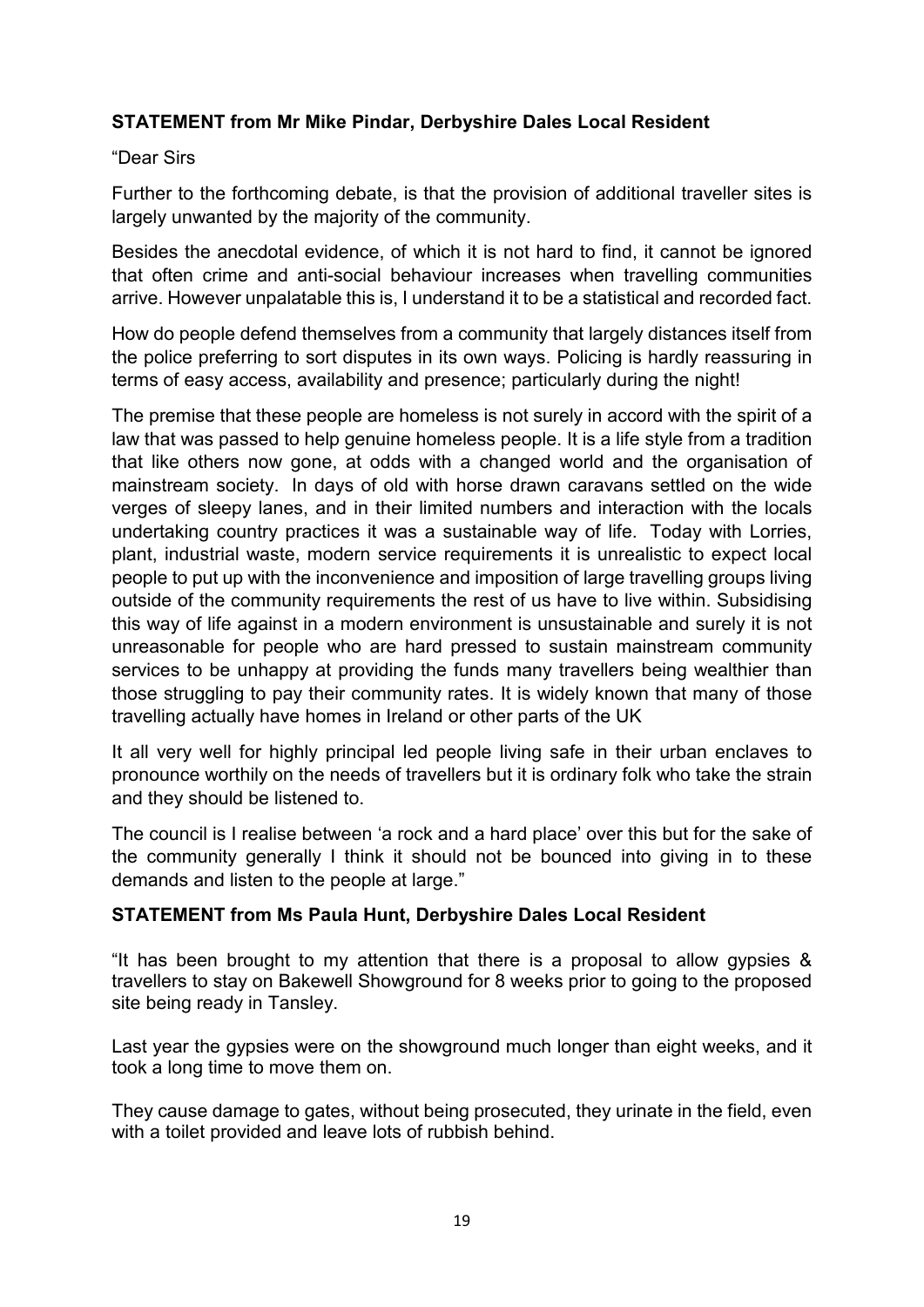**STATEMENT from Mr Mike Pindar, Derbyshire Dales Local Resident**

"Dear Sirs

Further to the forthcoming debate, is that the provision of additional traveller sites is largely unwanted by the majority of the community.

Besides the anecdotal evidence, of which it is not hard to find, it cannot be ignored that often crime and anti-social behaviour increases when travelling communities arrive. However unpalatable this is, I understand it to be a statistical and recorded fact.

How do people defend themselves from a community that largely distances itself from the police preferring to sort disputes in its own ways. Policing is hardly reassuring in terms of easy access, availability and presence; particularly during the night!

The premise that these people are homeless is not surely in accord with the spirit of a law that was passed to help genuine homeless people. It is a life style from a tradition that like others now gone, at odds with a changed world and the organisation of mainstream society. In days of old with horse drawn caravans settled on the wide verges of sleepy lanes, and in their limited numbers and interaction with the locals undertaking country practices it was a sustainable way of life. Today with Lorries, plant, industrial waste, modern service requirements it is unrealistic to expect local people to put up with the inconvenience and imposition of large travelling groups living outside of the community requirements the rest of us have to live within. Subsidising this way of life against in a modern environment is unsustainable and surely it is not unreasonable for people who are hard pressed to sustain mainstream community services to be unhappy at providing the funds many travellers being wealthier than those struggling to pay their community rates. It is widely known that many of those travelling actually have homes in Ireland or other parts of the UK

It all very well for highly principal led people living safe in their urban enclaves to pronounce worthily on the needs of travellers but it is ordinary folk who take the strain and they should be listened to.

The council is I realise between 'a rock and a hard place' over this but for the sake of the community generally I think it should not be bounced into giving in to these demands and listen to the people at large."

**STATEMENT from Ms Paula Hunt, Derbyshire Dales Local Resident**

"It has been brought to my attention that there is a proposal to allow gypsies & travellers to stay on Bakewell Showground for 8 weeks prior to going to the proposed site being ready in Tansley.

Last year the gypsies were on the showground much longer than eight weeks, and it took a long time to move them on.

They cause damage to gates, without being prosecuted, they urinate in the field, even with a toilet provided and leave lots of rubbish behind.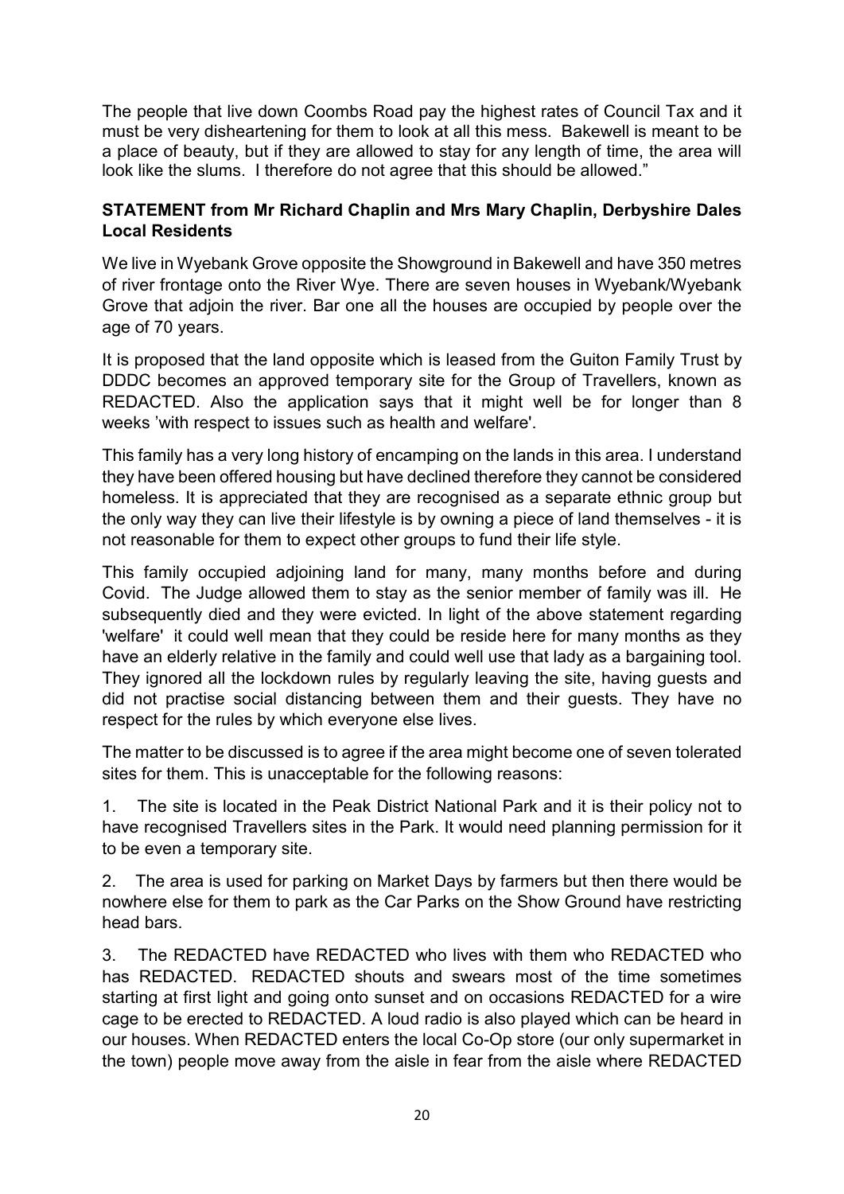The people that live down Coombs Road pay the highest rates of Council Tax and it must be very disheartening for them to look at all this mess. Bakewell is meant to be a place of beauty, but if they are allowed to stay for any length of time, the area will look like the slums. I therefore do not agree that this should be allowed."

**STATEMENT from Mr Richard Chaplin and Mrs Mary Chaplin, Derbyshire Dales Local Residents**

We live in Wyebank Grove opposite the Showground in Bakewell and have 350 metres of river frontage onto the River Wye. There are seven houses in Wyebank/Wyebank Grove that adjoin the river. Bar one all the houses are occupied by people over the age of 70 years.

It is proposed that the land opposite which is leased from the Guiton Family Trust by DDDC becomes an approved temporary site for the Group of Travellers, known as REDACTED. Also the application says that it might well be for longer than 8 weeks 'with respect to issues such as health and welfare'.

This family has a very long history of encamping on the lands in this area. I understand they have been offered housing but have declined therefore they cannot be considered homeless. It is appreciated that they are recognised as a separate ethnic group but the only way they can live their lifestyle is by owning a piece of land themselves - it is not reasonable for them to expect other groups to fund their life style.

This family occupied adjoining land for many, many months before and during Covid. The Judge allowed them to stay as the senior member of family was ill. He subsequently died and they were evicted. In light of the above statement regarding 'welfare' it could well mean that they could be reside here for many months as they have an elderly relative in the family and could well use that lady as a bargaining tool. They ignored all the lockdown rules by regularly leaving the site, having guests and did not practise social distancing between them and their guests. They have no respect for the rules by which everyone else lives.

The matter to be discussed is to agree if the area might become one of seven tolerated sites for them. This is unacceptable for the following reasons:

1. The site is located in the Peak District National Park and it is their policy not to have recognised Travellers sites in the Park. It would need planning permission for it to be even a temporary site.

2. The area is used for parking on Market Days by farmers but then there would be nowhere else for them to park as the Car Parks on the Show Ground have restricting head bars.

3. The REDACTED have REDACTED who lives with them who REDACTED who has REDACTED. REDACTED shouts and swears most of the time sometimes starting at first light and going onto sunset and on occasions REDACTED for a wire cage to be erected to REDACTED. A loud radio is also played which can be heard in our houses. When REDACTED enters the local Co-Op store (our only supermarket in the town) people move away from the aisle in fear from the aisle where REDACTED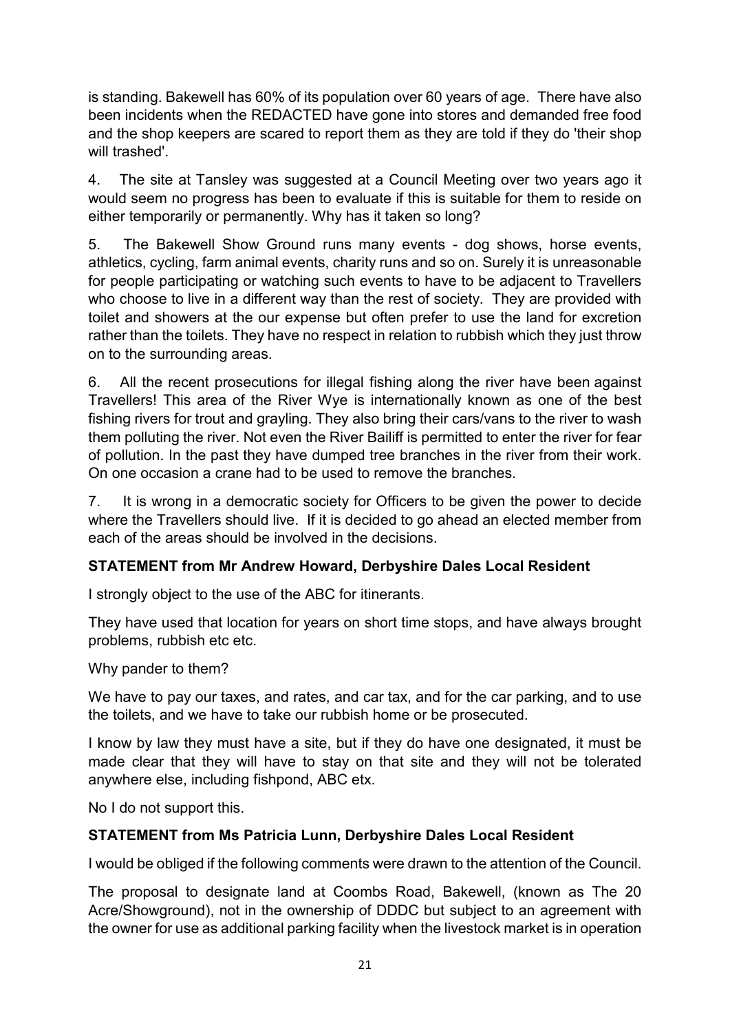is standing. Bakewell has 60% of its population over 60 years of age. There have also been incidents when the REDACTED have gone into stores and demanded free food and the shop keepers are scared to report them as they are told if they do 'their shop will trashed'.

4. The site at Tansley was suggested at a Council Meeting over two years ago it would seem no progress has been to evaluate if this is suitable for them to reside on either temporarily or permanently. Why has it taken so long?

5. The Bakewell Show Ground runs many events - dog shows, horse events, athletics, cycling, farm animal events, charity runs and so on. Surely it is unreasonable for people participating or watching such events to have to be adjacent to Travellers who choose to live in a different way than the rest of society. They are provided with toilet and showers at the our expense but often prefer to use the land for excretion rather than the toilets. They have no respect in relation to rubbish which they just throw on to the surrounding areas.

6. All the recent prosecutions for illegal fishing along the river have been against Travellers! This area of the River Wye is internationally known as one of the best fishing rivers for trout and grayling. They also bring their cars/vans to the river to wash them polluting the river. Not even the River Bailiff is permitted to enter the river for fear of pollution. In the past they have dumped tree branches in the river from their work. On one occasion a crane had to be used to remove the branches.

7. It is wrong in a democratic society for Officers to be given the power to decide where the Travellers should live. If it is decided to go ahead an elected member from each of the areas should be involved in the decisions.

**STATEMENT from Mr Andrew Howard, Derbyshire Dales Local Resident**

I strongly object to the use of the ABC for itinerants.

They have used that location for years on short time stops, and have always brought problems, rubbish etc etc.

Why pander to them?

We have to pay our taxes, and rates, and car tax, and for the car parking, and to use the toilets, and we have to take our rubbish home or be prosecuted.

I know by law they must have a site, but if they do have one designated, it must be made clear that they will have to stay on that site and they will not be tolerated anywhere else, including fishpond, ABC etx.

No I do not support this.

**STATEMENT from Ms Patricia Lunn, Derbyshire Dales Local Resident**

I would be obliged if the following comments were drawn to the attention of the Council.

The proposal to designate land at Coombs Road, Bakewell, (known as The 20 Acre/Showground), not in the ownership of DDDC but subject to an agreement with the owner for use as additional parking facility when the livestock market is in operation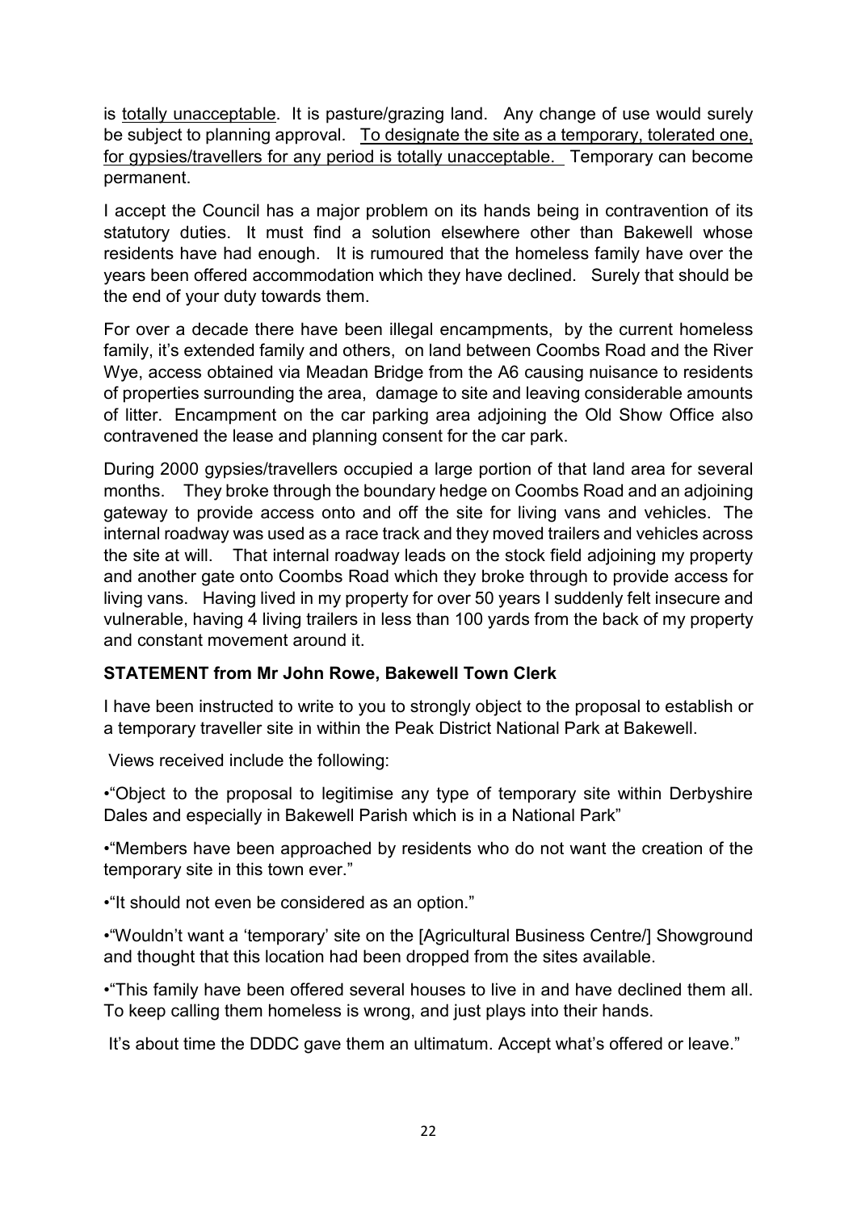is <u>totally unacceptable</u>. It is pasture/grazing land. Any change of use would surely be subject to planning approval. <u>To designate the site as a temporary, tolerated one, for gypsies/travellers for any period is totally unacceptable.</u> Temporary can become permanent.

I accept the Council has a major problem on its hands being in contravention of its statutory duties. It must find a solution elsewhere other than Bakewell whose residents have had enough. It is rumoured that the homeless family have over the years been offered accommodation which they have declined. Surely that should be the end of your duty towards them.

For over a decade there have been illegal encampments, by the current homeless family, it's extended family and others, on land between Coombs Road and the River Wye, access obtained via Meadan Bridge from the A6 causing nuisance to residents of properties surrounding the area, damage to site and leaving considerable amounts of litter. Encampment on the car parking area adjoining the Old Show Office also contravened the lease and planning consent for the car park.

During 2000 gypsies/travellers occupied a large portion of that land area for several months. They broke through the boundary hedge on Coombs Road and an adjoining gateway to provide access onto and off the site for living vans and vehicles. The internal roadway was used as a race track and they moved trailers and vehicles across the site at will. That internal roadway leads on the stock field adjoining my property and another gate onto Coombs Road which they broke through to provide access for living vans. Having lived in my property for over 50 years I suddenly felt insecure and vulnerable, having 4 living trailers in less than 100 yards from the back of my property and constant movement around it.

**STATEMENT from Mr John Rowe, Bakewell Town Clerk**

I have been instructed to write to you to strongly object to the proposal to establish or a temporary traveller site in within the Peak District National Park at Bakewell.

Views received include the following:

•"Object to the proposal to legitimise any type of temporary site within Derbyshire Dales and especially in Bakewell Parish which is in a National Park"

•"Members have been approached by residents who do not want the creation of the temporary site in this town ever."

•"It should not even be considered as an option."

•"Wouldn't want a 'temporary' site on the [Agricultural Business Centre/] Showground and thought that this location had been dropped from the sites available.

•"This family have been offered several houses to live in and have declined them all. To keep calling them homeless is wrong, and just plays into their hands.

It's about time the DDDC gave them an ultimatum. Accept what's offered or leave."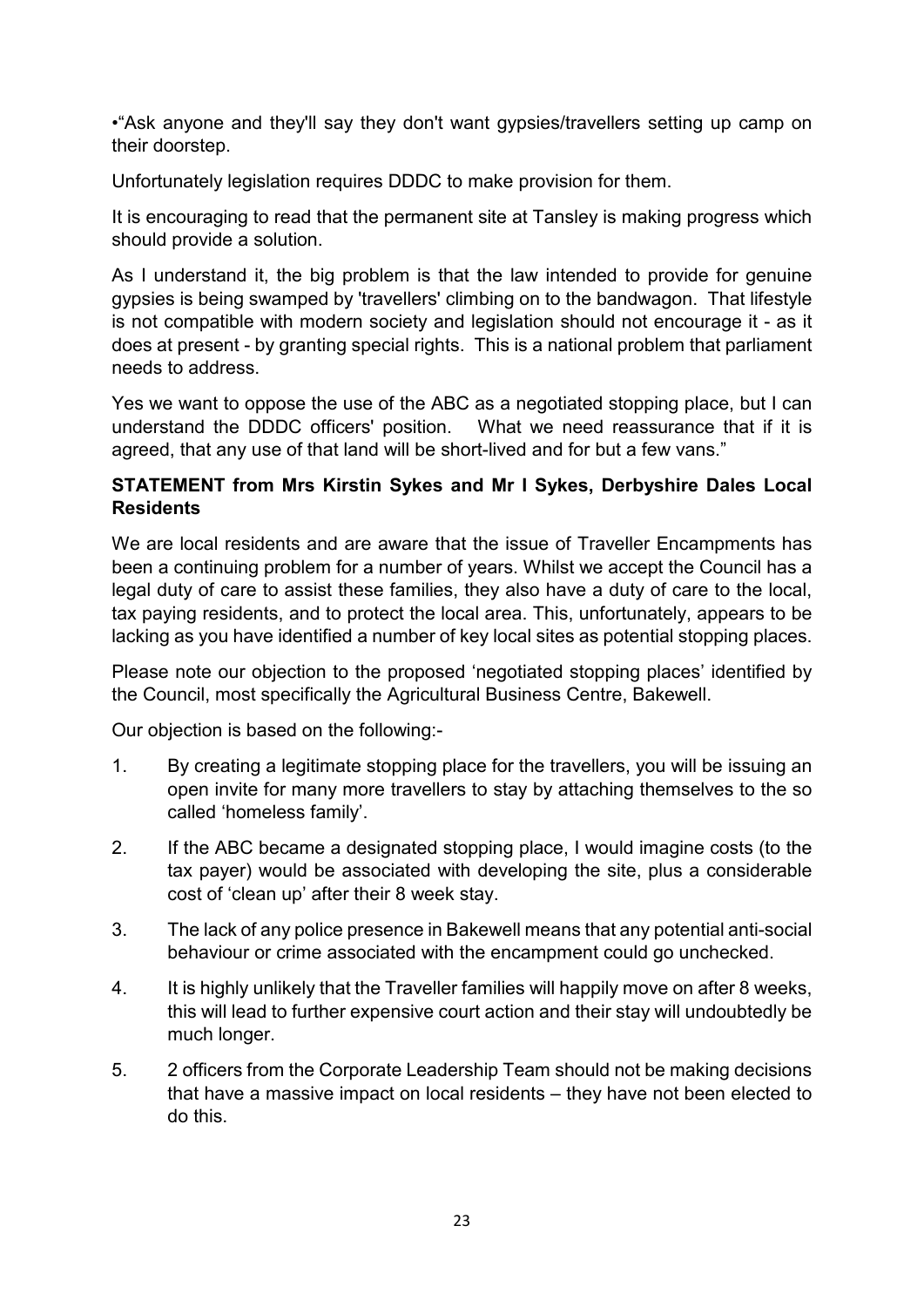•"Ask anyone and they'll say they don't want gypsies/travellers setting up camp on their doorstep.

Unfortunately legislation requires DDDC to make provision for them.

It is encouraging to read that the permanent site at Tansley is making progress which should provide a solution.

As I understand it, the big problem is that the law intended to provide for genuine gypsies is being swamped by 'travellers' climbing on to the bandwagon. That lifestyle is not compatible with modern society and legislation should not encourage it - as it does at present - by granting special rights. This is a national problem that parliament needs to address.

Yes we want to oppose the use of the ABC as a negotiated stopping place, but I can understand the DDDC officers' position. What we need reassurance that if it is agreed, that any use of that land will be short-lived and for but a few vans."

**STATEMENT from Mrs Kirstin Sykes and Mr I Sykes, Derbyshire Dales Local Residents**

We are local residents and are aware that the issue of Traveller Encampments has been a continuing problem for a number of years. Whilst we accept the Council has a legal duty of care to assist these families, they also have a duty of care to the local, tax paying residents, and to protect the local area. This, unfortunately, appears to be lacking as you have identified a number of key local sites as potential stopping places.

Please note our objection to the proposed 'negotiated stopping places' identified by the Council, most specifically the Agricultural Business Centre, Bakewell.

Our objection is based on the following:-

1. By creating a legitimate stopping place for the travellers, you will be issuing an open invite for many more travellers to stay by attaching themselves to the so called 'homeless family'.
2. If the ABC became a designated stopping place, I would imagine costs (to the tax payer) would be associated with developing the site, plus a considerable cost of 'clean up' after their 8 week stay.
3. The lack of any police presence in Bakewell means that any potential anti-social behaviour or crime associated with the encampment could go unchecked.
4. It is highly unlikely that the Traveller families will happily move on after 8 weeks, this will lead to further expensive court action and their stay will undoubtedly be much longer.
5. 2 officers from the Corporate Leadership Team should not be making decisions that have a massive impact on local residents – they have not been elected to do this.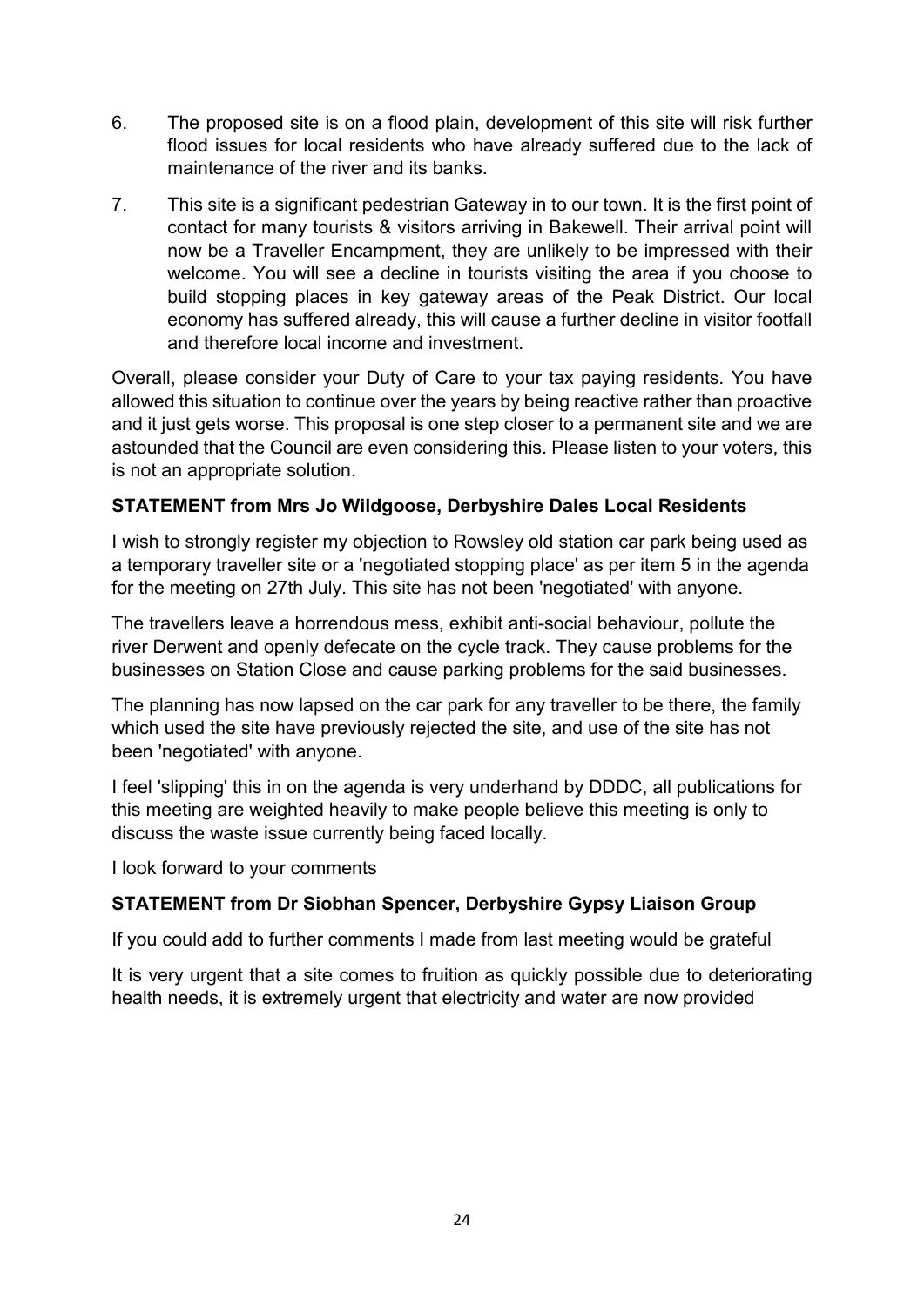6. The proposed site is on a flood plain, development of this site will risk further flood issues for local residents who have already suffered due to the lack of maintenance of the river and its banks.

7. This site is a significant pedestrian Gateway in to our town. It is the first point of contact for many tourists & visitors arriving in Bakewell. Their arrival point will now be a Traveller Encampment, they are unlikely to be impressed with their welcome. You will see a decline in tourists visiting the area if you choose to build stopping places in key gateway areas of the Peak District. Our local economy has suffered already, this will cause a further decline in visitor footfall and therefore local income and investment.

Overall, please consider your Duty of Care to your tax paying residents. You have allowed this situation to continue over the years by being reactive rather than proactive and it just gets worse. This proposal is one step closer to a permanent site and we are astounded that the Council are even considering this. Please listen to your voters, this is not an appropriate solution.

**STATEMENT from Mrs Jo Wildgoose, Derbyshire Dales Local Residents**

I wish to strongly register my objection to Rowsley old station car park being used as a temporary traveller site or a 'negotiated stopping place' as per item 5 in the agenda for the meeting on 27th July. This site has not been 'negotiated' with anyone.

The travellers leave a horrendous mess, exhibit anti-social behaviour, pollute the river Derwent and openly defecate on the cycle track. They cause problems for the businesses on Station Close and cause parking problems for the said businesses.

The planning has now lapsed on the car park for any traveller to be there, the family which used the site have previously rejected the site, and use of the site has not been 'negotiated' with anyone.

I feel 'slipping' this in on the agenda is very underhand by DDDC, all publications for this meeting are weighted heavily to make people believe this meeting is only to discuss the waste issue currently being faced locally.

I look forward to your comments

**STATEMENT from Dr Siobhan Spencer, Derbyshire Gypsy Liaison Group**

If you could add to further comments I made from last meeting would be grateful

It is very urgent that a site comes to fruition as quickly possible due to deteriorating health needs, it is extremely urgent that electricity and water are now provided